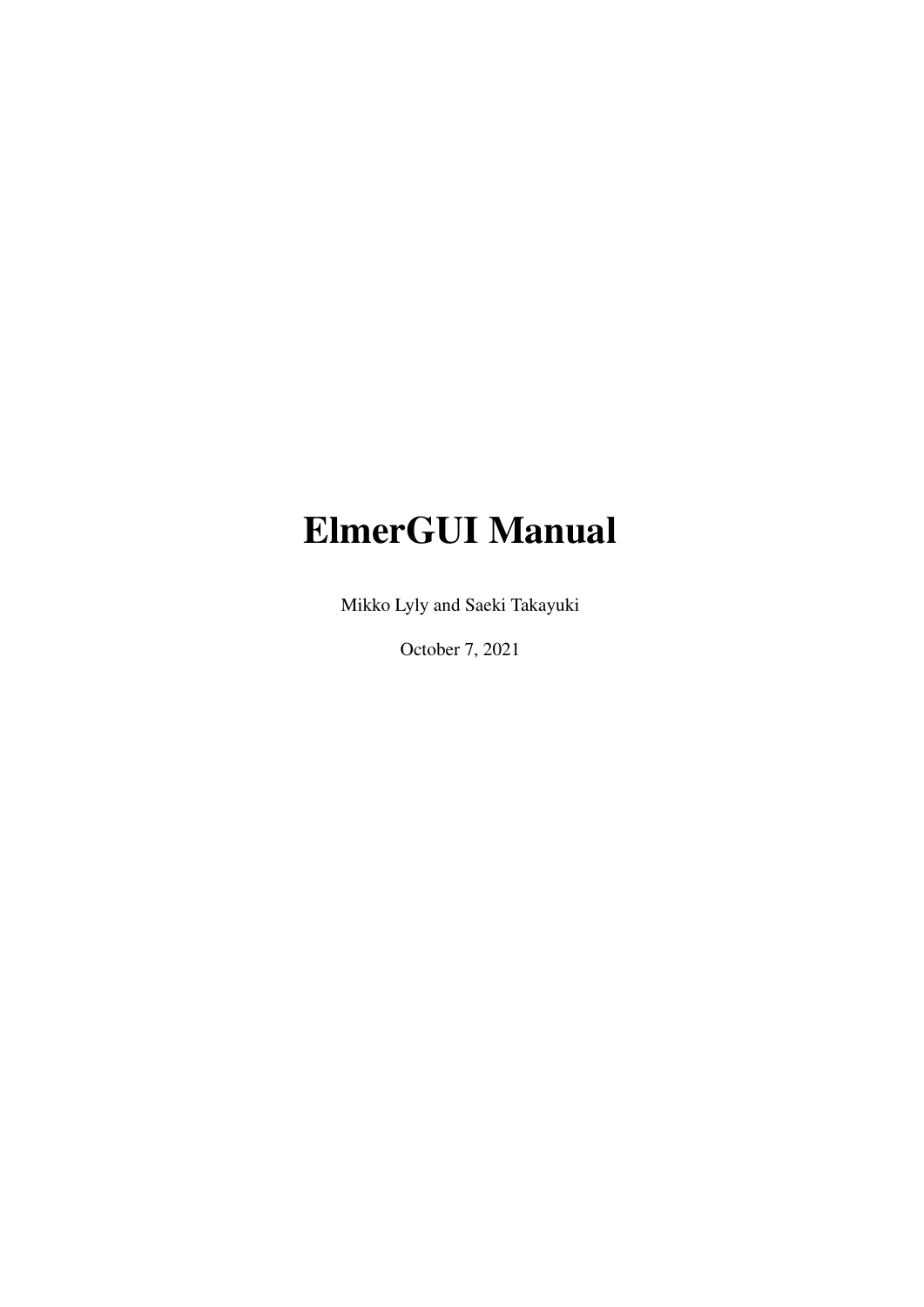# ElmerGUI Manual

Mikko Lyly and Saeki Takayuki

October 7, 2021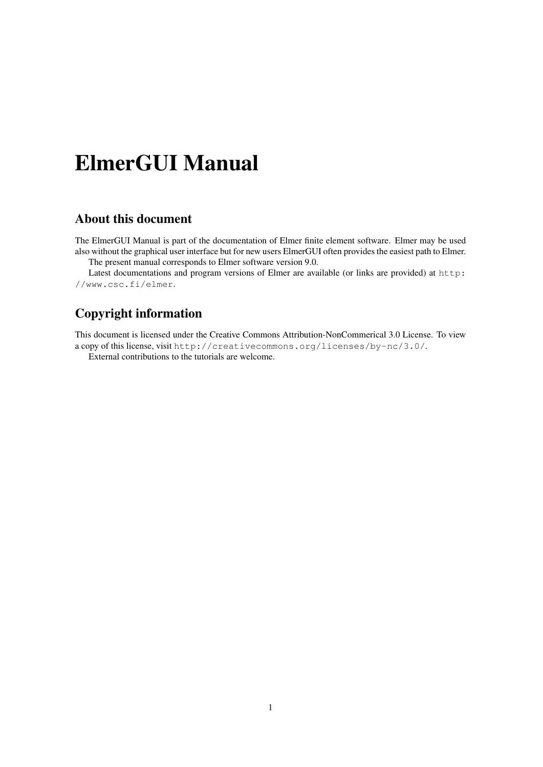# ElmerGUI Manual

## About this document

The ElmerGUI Manual is part of the documentation of Elmer finite element software. Elmer may be used also without the graphical user interface but for new users ElmerGUI often provides the easiest path to Elmer.

The present manual corresponds to Elmer software version 9.0.

Latest documentations and program versions of Elmer are available (or links are provided) at `http://www.csc.fi/elmer`.

## Copyright information

This document is licensed under the Creative Commons Attribution-NonCommerical 3.0 License. To view a copy of this license, visit `http://creativecommons.org/licenses/by-nc/3.0/`.

External contributions to the tutorials are welcome.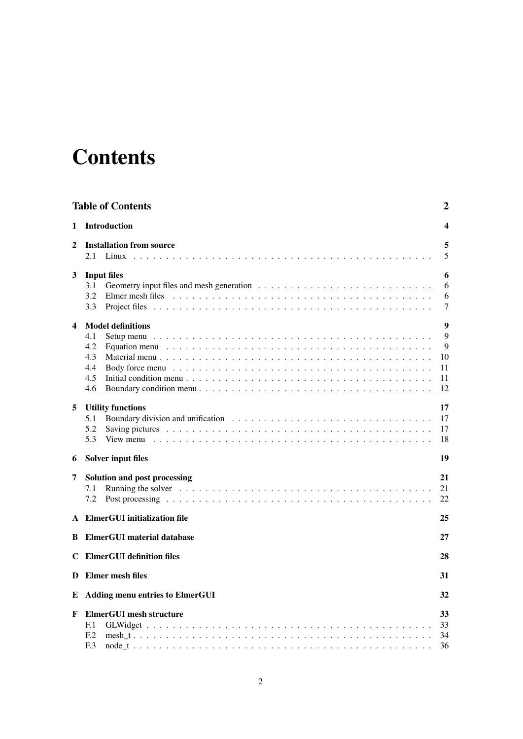# Contents

**Table of Contents** **2**

**1 Introduction** **4**

**2 Installation from source** **5**
- 2.1 Linux . . . . . 5

**3 Input files** **6**
- 3.1 Geometry input files and mesh generation . . . . . 6
- 3.2 Elmer mesh files . . . . . 6
- 3.3 Project files . . . . . 7

**4 Model definitions** **9**
- 4.1 Setup menu . . . . . 9
- 4.2 Equation menu . . . . . 9
- 4.3 Material menu . . . . . 10
- 4.4 Body force menu . . . . . 11
- 4.5 Initial condition menu . . . . . 11
- 4.6 Boundary condition menu . . . . . 12

**5 Utility functions** **17**
- 5.1 Boundary division and unification . . . . . 17
- 5.2 Saving pictures . . . . . 17
- 5.3 View menu . . . . . 18

**6 Solver input files** **19**

**7 Solution and post processing** **21**
- 7.1 Running the solver . . . . . 21
- 7.2 Post processing . . . . . 22

**A ElmerGUI initialization file** **25**

**B ElmerGUI material database** **27**

**C ElmerGUI definition files** **28**

**D Elmer mesh files** **31**

**E Adding menu entries to ElmerGUI** **32**

**F ElmerGUI mesh structure** **33**
- F.1 GLWidget . . . . . 33
- F.2 mesh_t . . . . . 34
- F.3 node_t . . . . . 36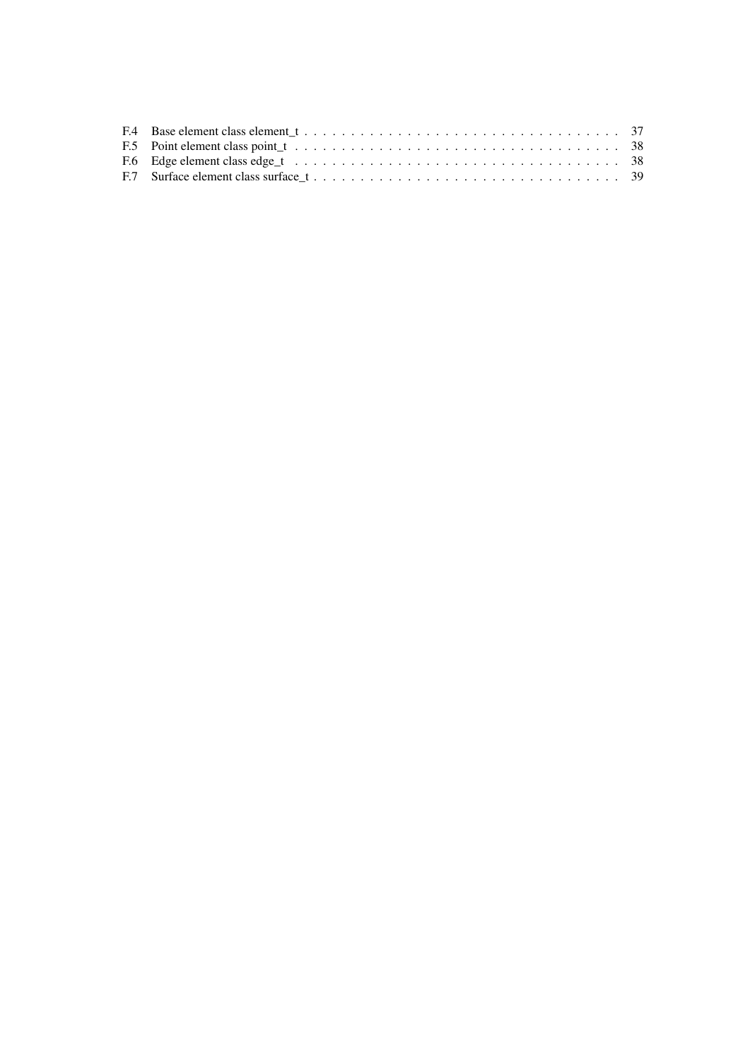F.4 Base element class element_t . . . . . . . . . . . . . . . . . . . . . . . . . . . . . . . . . 37
F.5 Point element class point_t . . . . . . . . . . . . . . . . . . . . . . . . . . . . . . . . . . 38
F.6 Edge element class edge_t . . . . . . . . . . . . . . . . . . . . . . . . . . . . . . . . . . 38
F.7 Surface element class surface_t . . . . . . . . . . . . . . . . . . . . . . . . . . . . . . . . 39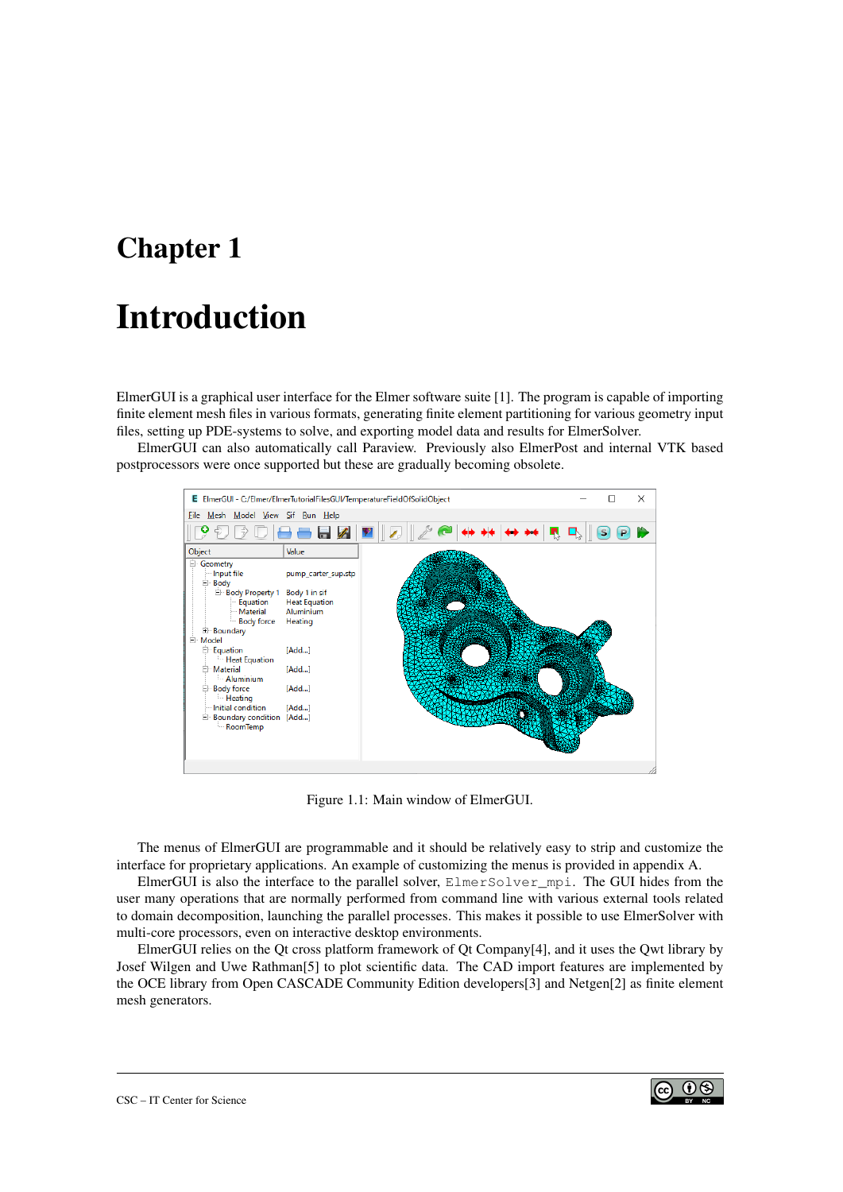# Chapter 1

# Introduction

ElmerGUI is a graphical user interface for the Elmer software suite [1]. The program is capable of importing finite element mesh files in various formats, generating finite element partitioning for various geometry input files, setting up PDE-systems to solve, and exporting model data and results for ElmerSolver.

ElmerGUI can also automatically call Paraview. Previously also ElmerPost and internal VTK based postprocessors were once supported but these are gradually becoming obsolete.

Figure 1.1: Main window of ElmerGUI.

The menus of ElmerGUI are programmable and it should be relatively easy to strip and customize the interface for proprietary applications. An example of customizing the menus is provided in appendix A.

ElmerGUI is also the interface to the parallel solver, `ElmerSolver_mpi`. The GUI hides from the user many operations that are normally performed from command line with various external tools related to domain decomposition, launching the parallel processes. This makes it possible to use ElmerSolver with multi-core processors, even on interactive desktop environments.

ElmerGUI relies on the Qt cross platform framework of Qt Company[4], and it uses the Qwt library by Josef Wilgen and Uwe Rathman[5] to plot scientific data. The CAD import features are implemented by the OCE library from Open CASCADE Community Edition developers[3] and Netgen[2] as finite element mesh generators.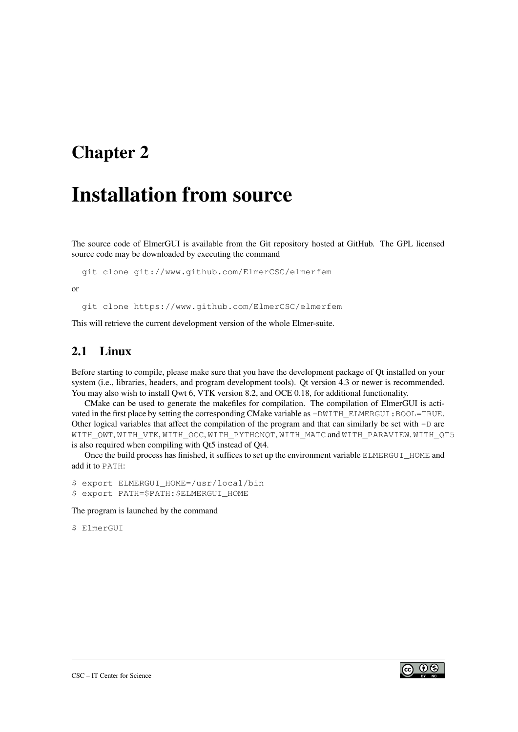# Chapter 2

# Installation from source

The source code of ElmerGUI is available from the Git repository hosted at GitHub. The GPL licensed source code may be downloaded by executing the command

```
git clone git://www.github.com/ElmerCSC/elmerfem
```

or

```
git clone https://www.github.com/ElmerCSC/elmerfem
```

This will retrieve the current development version of the whole Elmer-suite.

## 2.1 Linux

Before starting to compile, please make sure that you have the development package of Qt installed on your system (i.e., libraries, headers, and program development tools). Qt version 4.3 or newer is recommended. You may also wish to install Qwt 6, VTK version 8.2, and OCE 0.18, for additional functionality.

CMake can be used to generate the makefiles for compilation. The compilation of ElmerGUI is activated in the first place by setting the corresponding CMake variable as `-DWITH_ELMERGUI:BOOL=TRUE`. Other logical variables that affect the compilation of the program and that can similarly be set with `-D` are `WITH_QWT`, `WITH_VTK`, `WITH_OCC`, `WITH_PYTHONQT`, `WITH_MATC` and `WITH_PARAVIEW`. `WITH_QT5` is also required when compiling with Qt5 instead of Qt4.

Once the build process has finished, it suffices to set up the environment variable `ELMERGUI_HOME` and add it to `PATH`:

```
$ export ELMERGUI_HOME=/usr/local/bin
$ export PATH=$PATH:$ELMERGUI_HOME
```

The program is launched by the command

```
$ ElmerGUI
```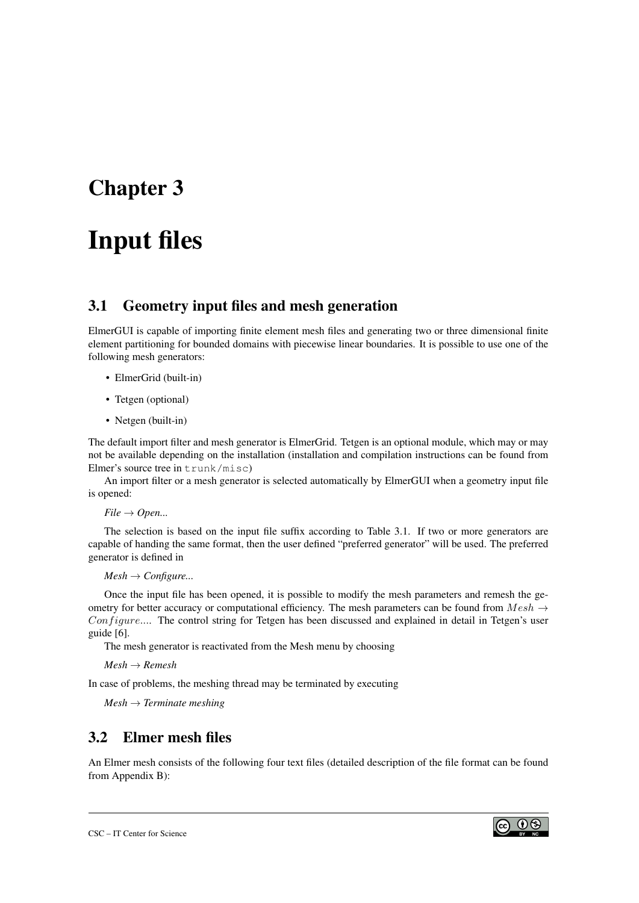# Chapter 3

# Input files

## 3.1 Geometry input files and mesh generation

ElmerGUI is capable of importing finite element mesh files and generating two or three dimensional finite element partitioning for bounded domains with piecewise linear boundaries. It is possible to use one of the following mesh generators:

- ElmerGrid (built-in)
- Tetgen (optional)
- Netgen (built-in)

The default import filter and mesh generator is ElmerGrid. Tetgen is an optional module, which may or may not be available depending on the installation (installation and compilation instructions can be found from Elmer's source tree in `trunk/misc`)

An import filter or a mesh generator is selected automatically by ElmerGUI when a geometry input file is opened:

*File → Open...*

The selection is based on the input file suffix according to Table 3.1. If two or more generators are capable of handing the same format, then the user defined "preferred generator" will be used. The preferred generator is defined in

*Mesh → Configure...*

Once the input file has been opened, it is possible to modify the mesh parameters and remesh the geometry for better accuracy or computational efficiency. The mesh parameters can be found from $Mesh \rightarrow Configure...$. The control string for Tetgen has been discussed and explained in detail in Tetgen's user guide [6].

The mesh generator is reactivated from the Mesh menu by choosing

*Mesh → Remesh*

In case of problems, the meshing thread may be terminated by executing

*Mesh → Terminate meshing*

## 3.2 Elmer mesh files

An Elmer mesh consists of the following four text files (detailed description of the file format can be found from Appendix B):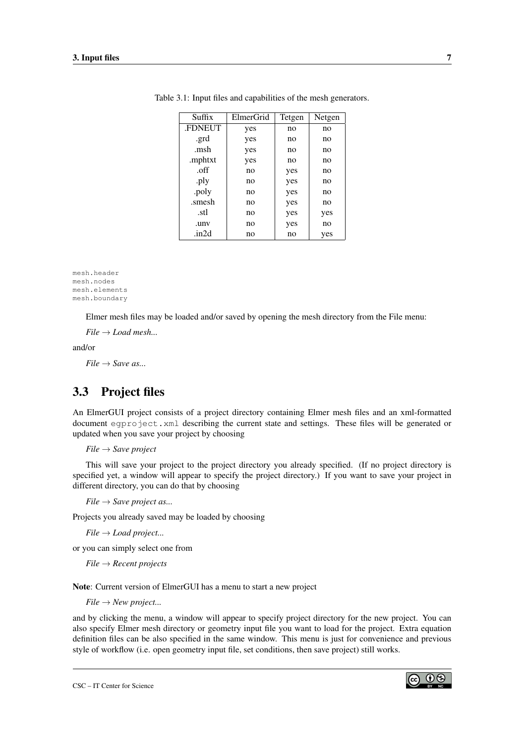Table 3.1: Input files and capabilities of the mesh generators.

| Suffix | ElmerGrid | Tetgen | Netgen |
|---|---|---|---|
| .FDNEUT | yes | no | no |
| .grd | yes | no | no |
| .msh | yes | no | no |
| .mphtxt | yes | no | no |
| .off | no | yes | no |
| .ply | no | yes | no |
| .poly | no | yes | no |
| .smesh | no | yes | no |
| .stl | no | yes | yes |
| .unv | no | yes | no |
| .in2d | no | no | yes |

```
mesh.header
mesh.nodes
mesh.elements
mesh.boundary
```

Elmer mesh files may be loaded and/or saved by opening the mesh directory from the File menu:

*File → Load mesh...*

and/or

*File → Save as...*

## 3.3 Project files

An ElmerGUI project consists of a project directory containing Elmer mesh files and an xml-formatted document `egproject.xml` describing the current state and settings. These files will be generated or updated when you save your project by choosing

*File → Save project*

This will save your project to the project directory you already specified. (If no project directory is specified yet, a window will appear to specify the project directory.) If you want to save your project in different directory, you can do that by choosing

*File → Save project as...*

Projects you already saved may be loaded by choosing

*File → Load project...*

or you can simply select one from

*File → Recent projects*

**Note**: Current version of ElmerGUI has a menu to start a new project

*File → New project...*

and by clicking the menu, a window will appear to specify project directory for the new project. You can also specify Elmer mesh directory or geometry input file you want to load for the project. Extra equation definition files can be also specified in the same window. This menu is just for convenience and previous style of workflow (i.e. open geometry input file, set conditions, then save project) still works.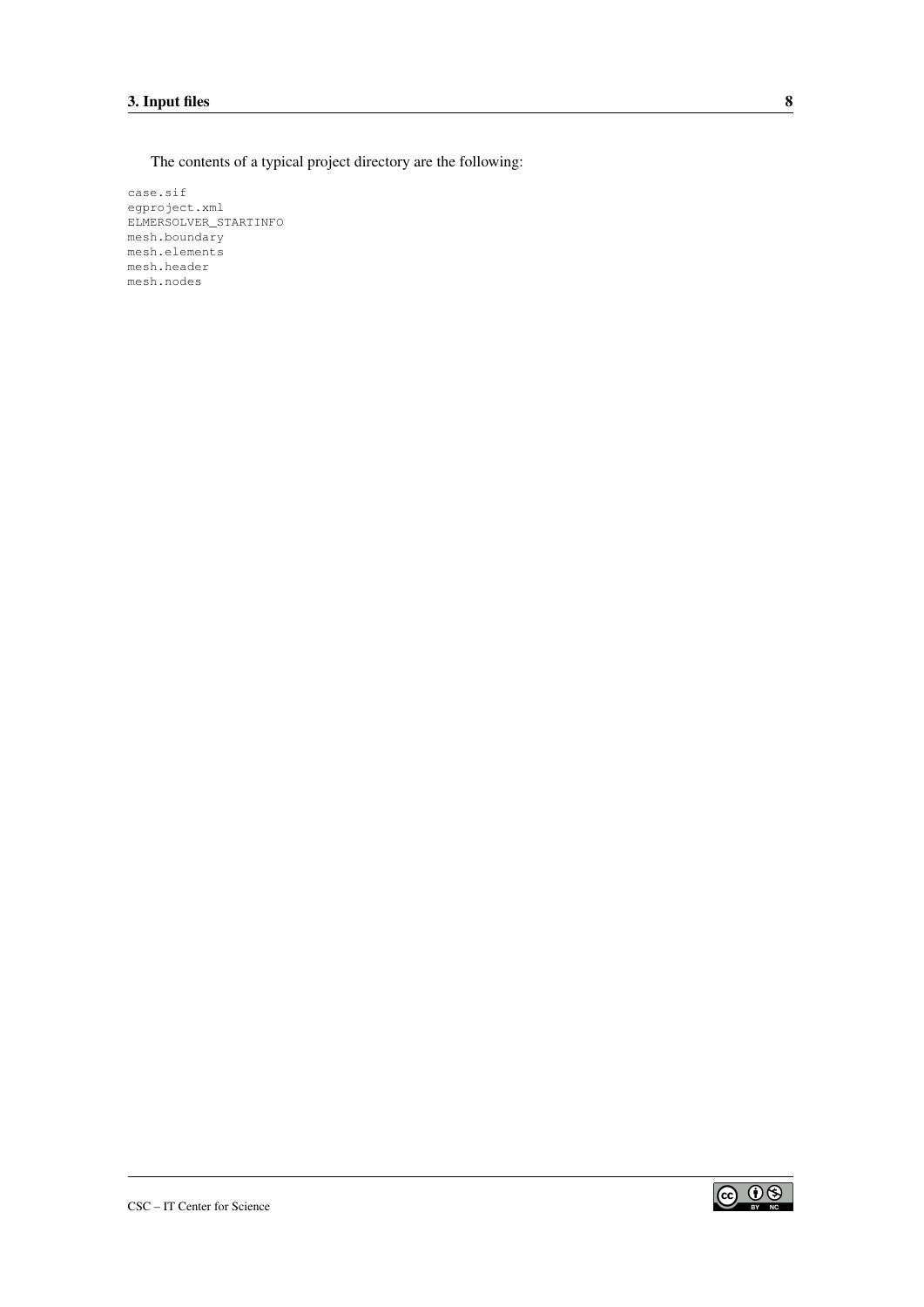The contents of a typical project directory are the following:

```
case.sif
egproject.xml
ELMERSOLVER_STARTINFO
mesh.boundary
mesh.elements
mesh.header
mesh.nodes
```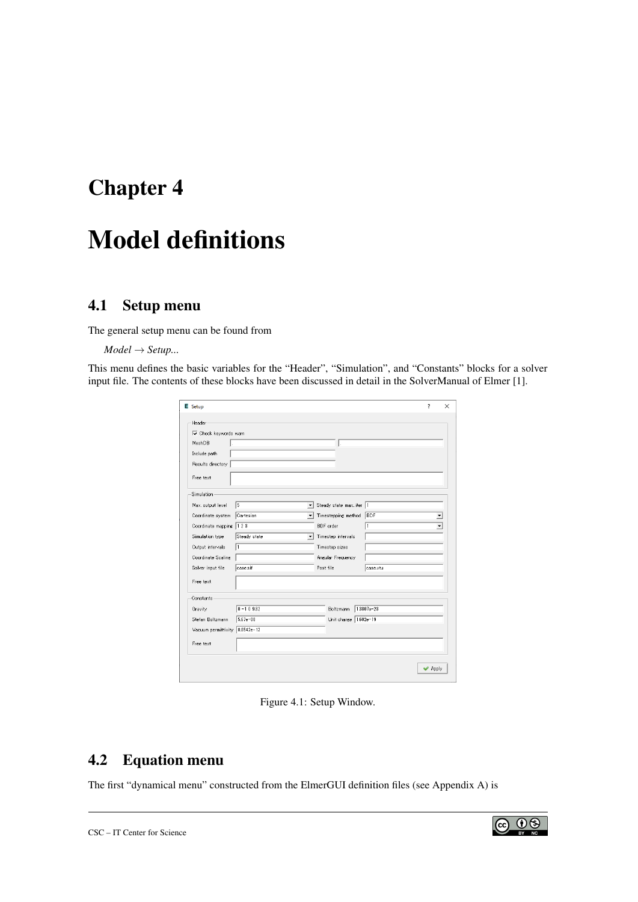# Chapter 4

# Model definitions

## 4.1 Setup menu

The general setup menu can be found from

*Model → Setup...*

This menu defines the basic variables for the "Header", "Simulation", and "Constants" blocks for a solver input file. The contents of these blocks have been discussed in detail in the SolverManual of Elmer [1].

Figure 4.1: Setup Window.

## 4.2 Equation menu

The first "dynamical menu" constructed from the ElmerGUI definition files (see Appendix A) is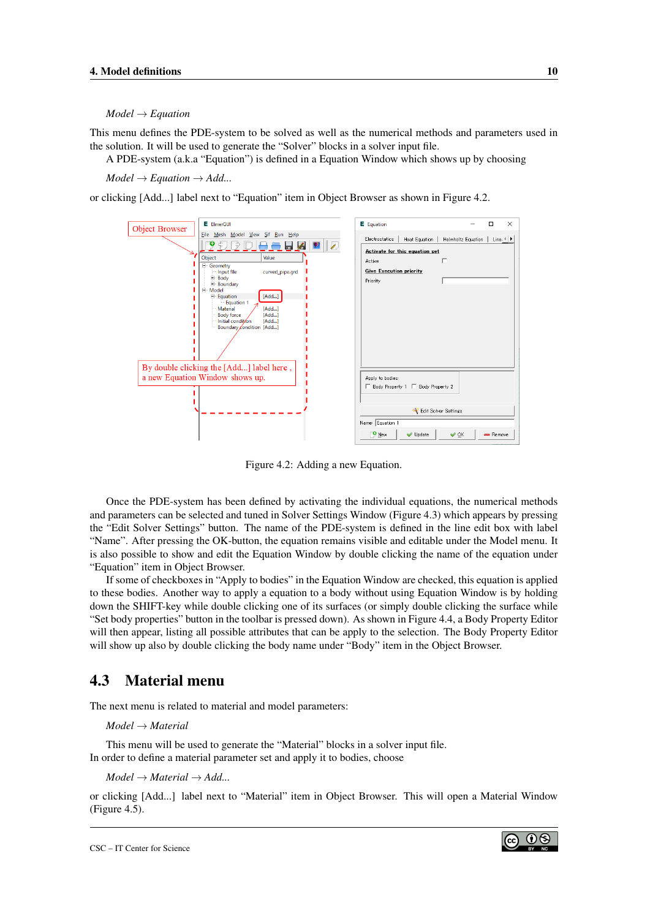*Model → Equation*

This menu defines the PDE-system to be solved as well as the numerical methods and parameters used in the solution. It will be used to generate the "Solver" blocks in a solver input file.

A PDE-system (a.k.a "Equation") is defined in a Equation Window which shows up by choosing

*Model → Equation → Add...*

or clicking [Add...] label next to "Equation" item in Object Browser as shown in Figure 4.2.

Figure 4.2: Adding a new Equation.

Once the PDE-system has been defined by activating the individual equations, the numerical methods and parameters can be selected and tuned in Solver Settings Window (Figure 4.3) which appears by pressing the "Edit Solver Settings" button. The name of the PDE-system is defined in the line edit box with label "Name". After pressing the OK-button, the equation remains visible and editable under the Model menu. It is also possible to show and edit the Equation Window by double clicking the name of the equation under "Equation" item in Object Browser.

If some of checkboxes in "Apply to bodies" in the Equation Window are checked, this equation is applied to these bodies. Another way to apply a equation to a body without using Equation Window is by holding down the SHIFT-key while double clicking one of its surfaces (or simply double clicking the surface while "Set body properties" button in the toolbar is pressed down). As shown in Figure 4.4, a Body Property Editor will then appear, listing all possible attributes that can be apply to the selection. The Body Property Editor will show up also by double clicking the body name under "Body" item in the Object Browser.

## 4.3 Material menu

The next menu is related to material and model parameters:

*Model → Material*

This menu will be used to generate the "Material" blocks in a solver input file.

In order to define a material parameter set and apply it to bodies, choose

*Model → Material → Add...*

or clicking [Add...] label next to "Material" item in Object Browser. This will open a Material Window (Figure 4.5).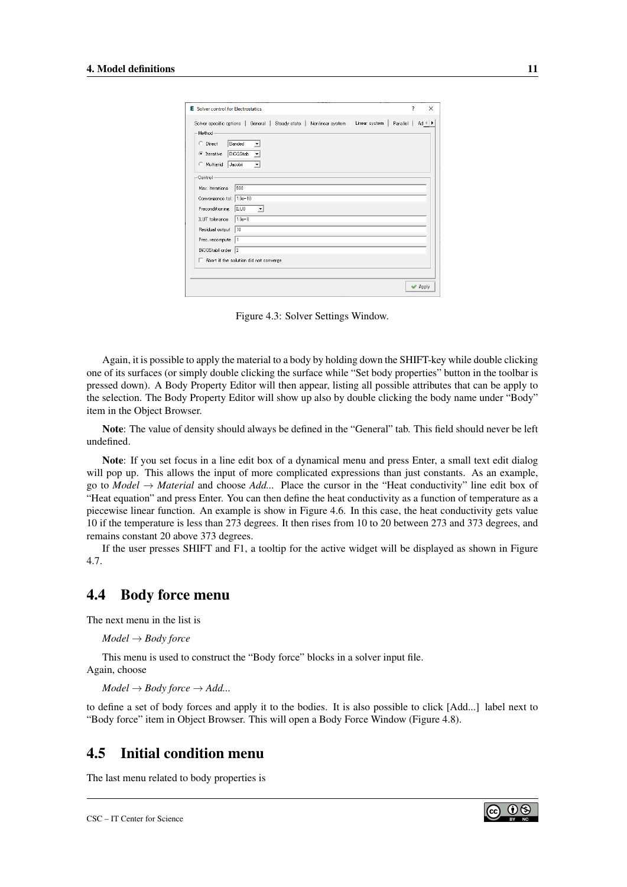Figure 4.3: Solver Settings Window.

Again, it is possible to apply the material to a body by holding down the SHIFT-key while double clicking one of its surfaces (or simply double clicking the surface while "Set body properties" button in the toolbar is pressed down). A Body Property Editor will then appear, listing all possible attributes that can be apply to the selection. The Body Property Editor will show up also by double clicking the body name under "Body" item in the Object Browser.

**Note**: The value of density should always be defined in the "General" tab. This field should never be left undefined.

**Note**: If you set focus in a line edit box of a dynamical menu and press Enter, a small text edit dialog will pop up. This allows the input of more complicated expressions than just constants. As an example, go to *Model* → *Material* and choose *Add...* Place the cursor in the "Heat conductivity" line edit box of "Heat equation" and press Enter. You can then define the heat conductivity as a function of temperature as a piecewise linear function. An example is show in Figure 4.6. In this case, the heat conductivity gets value 10 if the temperature is less than 273 degrees. It then rises from 10 to 20 between 273 and 373 degrees, and remains constant 20 above 373 degrees.

If the user presses SHIFT and F1, a tooltip for the active widget will be displayed as shown in Figure 4.7.

## 4.4 Body force menu

The next menu in the list is

*Model* → *Body force*

This menu is used to construct the "Body force" blocks in a solver input file.
Again, choose

*Model* → *Body force* → *Add...*

to define a set of body forces and apply it to the bodies. It is also possible to click [Add...] label next to "Body force" item in Object Browser. This will open a Body Force Window (Figure 4.8).

## 4.5 Initial condition menu

The last menu related to body properties is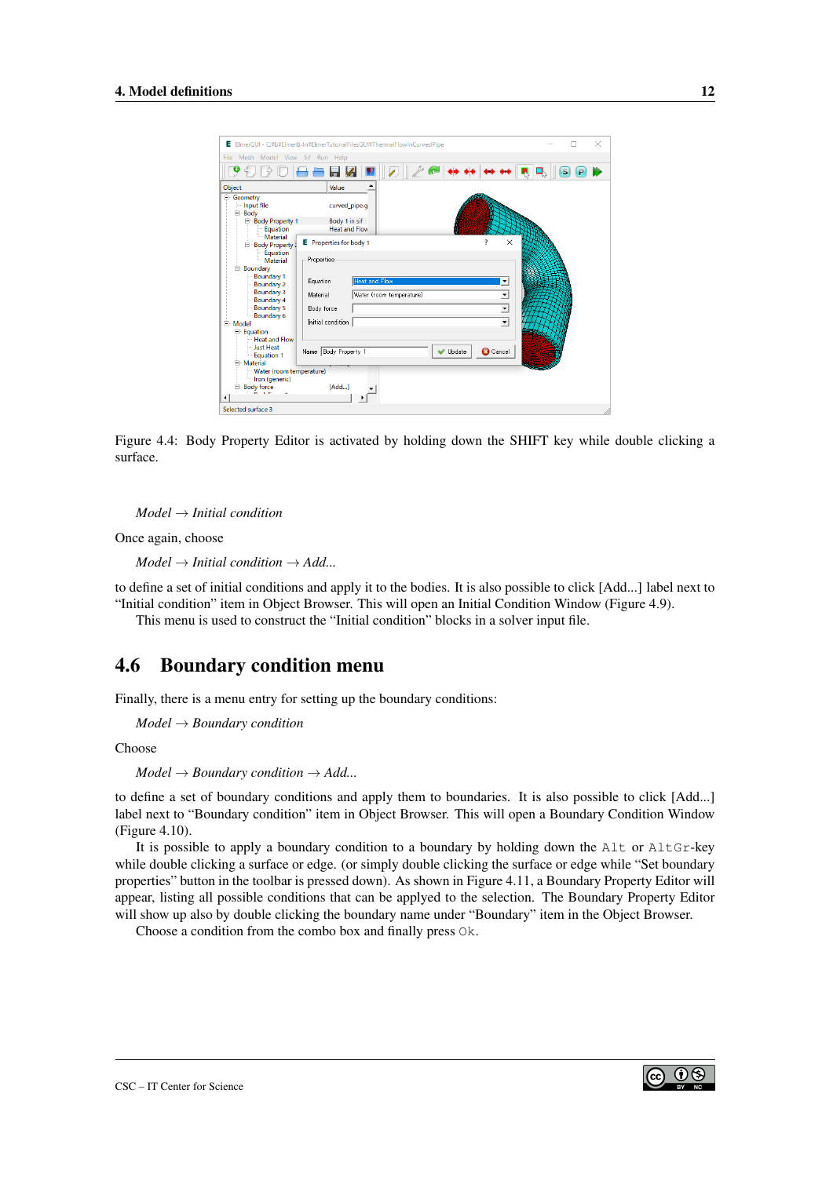Figure 4.4: Body Property Editor is activated by holding down the SHIFT key while double clicking a surface.

*Model → Initial condition*

Once again, choose

*Model → Initial condition → Add...*

to define a set of initial conditions and apply it to the bodies. It is also possible to click [Add...] label next to "Initial condition" item in Object Browser. This will open an Initial Condition Window (Figure 4.9).

This menu is used to construct the "Initial condition" blocks in a solver input file.

## 4.6 Boundary condition menu

Finally, there is a menu entry for setting up the boundary conditions:

*Model → Boundary condition*

Choose

*Model → Boundary condition → Add...*

to define a set of boundary conditions and apply them to boundaries. It is also possible to click [Add...] label next to "Boundary condition" item in Object Browser. This will open a Boundary Condition Window (Figure 4.10).

It is possible to apply a boundary condition to a boundary by holding down the `Alt` or `AltGr`-key while double clicking a surface or edge. (or simply double clicking the surface or edge while "Set boundary properties" button in the toolbar is pressed down). As shown in Figure 4.11, a Boundary Property Editor will appear, listing all possible conditions that can be applied to the selection. The Boundary Property Editor will show up also by double clicking the boundary name under "Boundary" item in the Object Browser.

Choose a condition from the combo box and finally press `Ok`.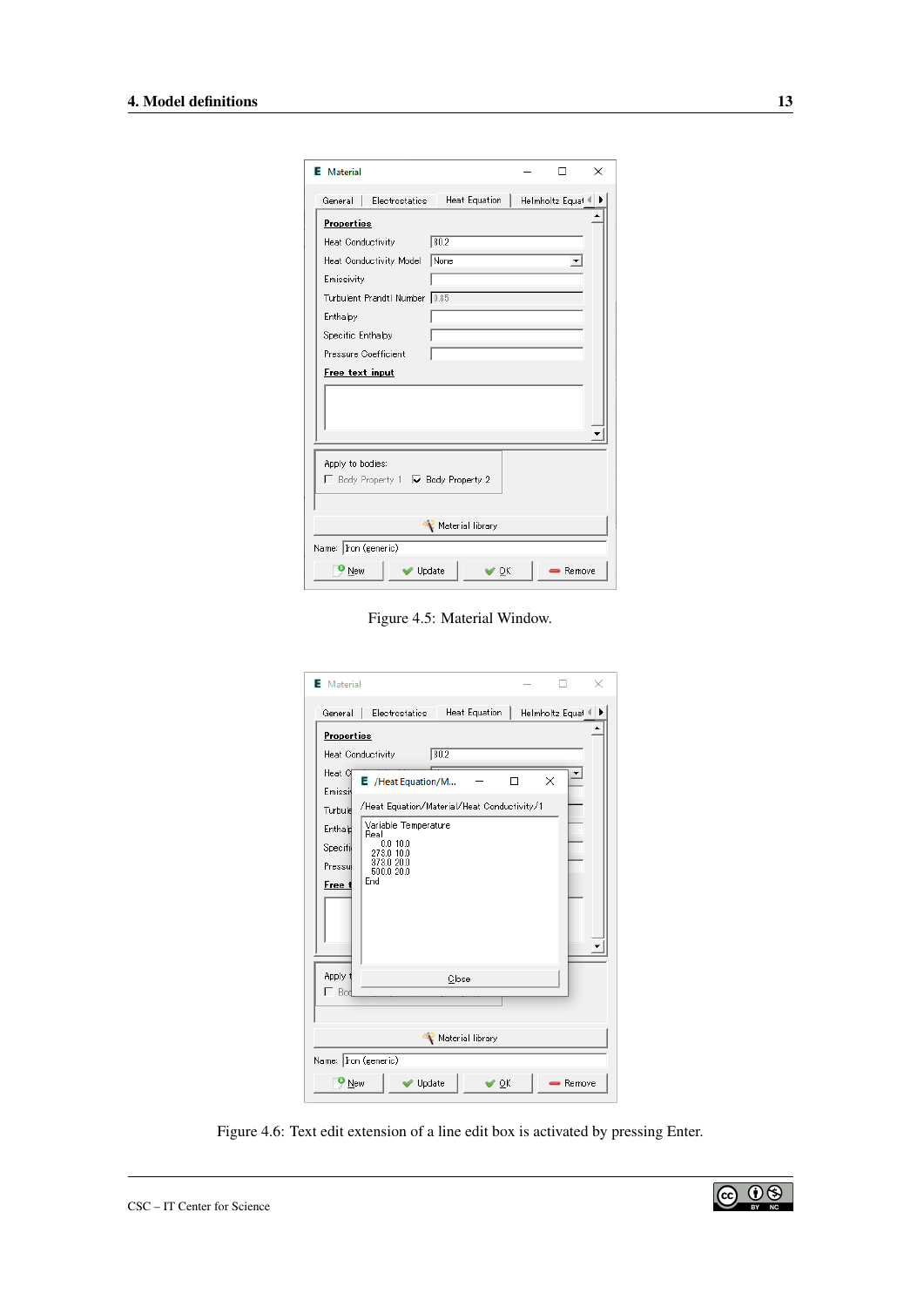Figure 4.5: Material Window.

Figure 4.6: Text edit extension of a line edit box is activated by pressing Enter.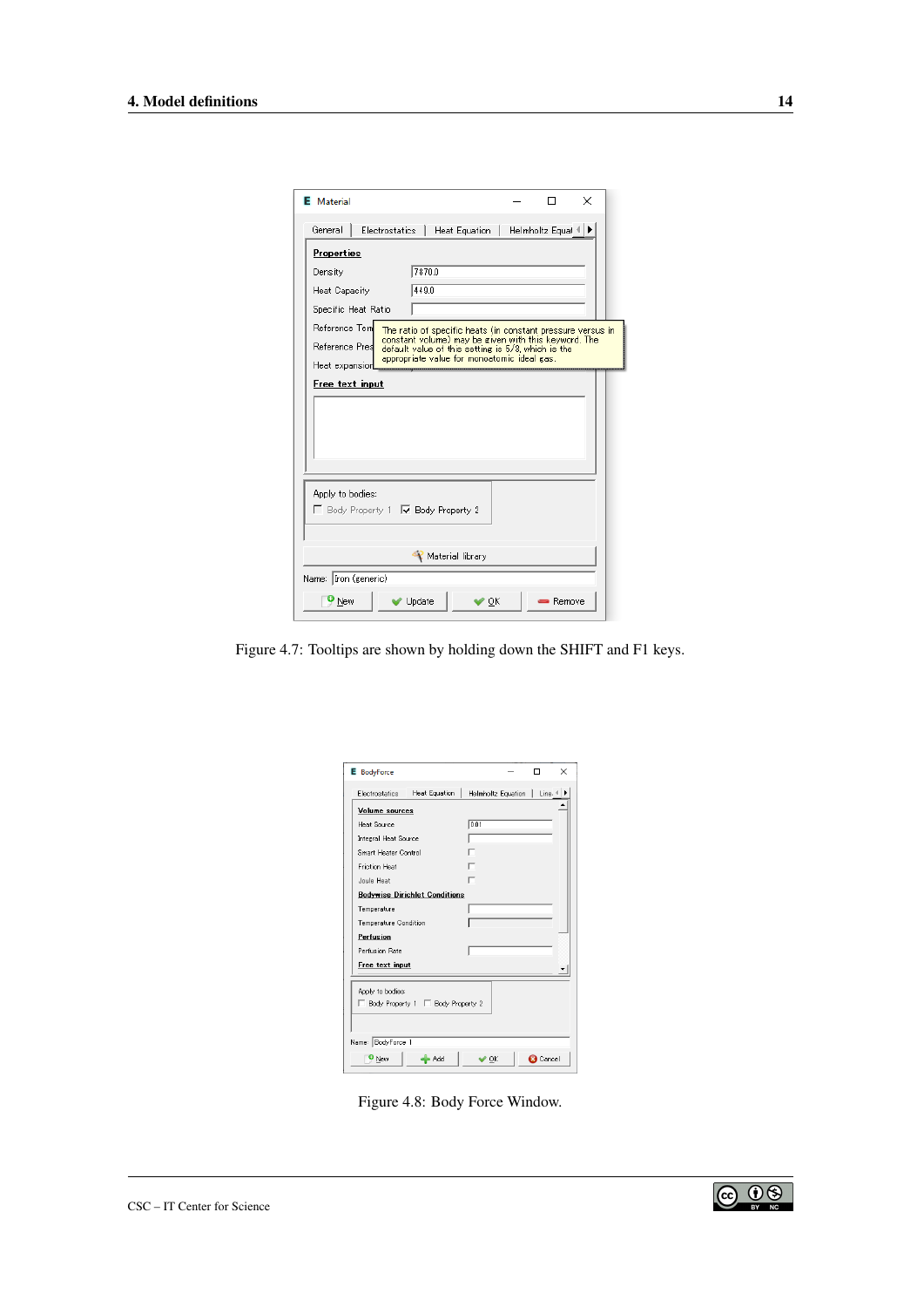Figure 4.7: Tooltips are shown by holding down the SHIFT and F1 keys.

Figure 4.8: Body Force Window.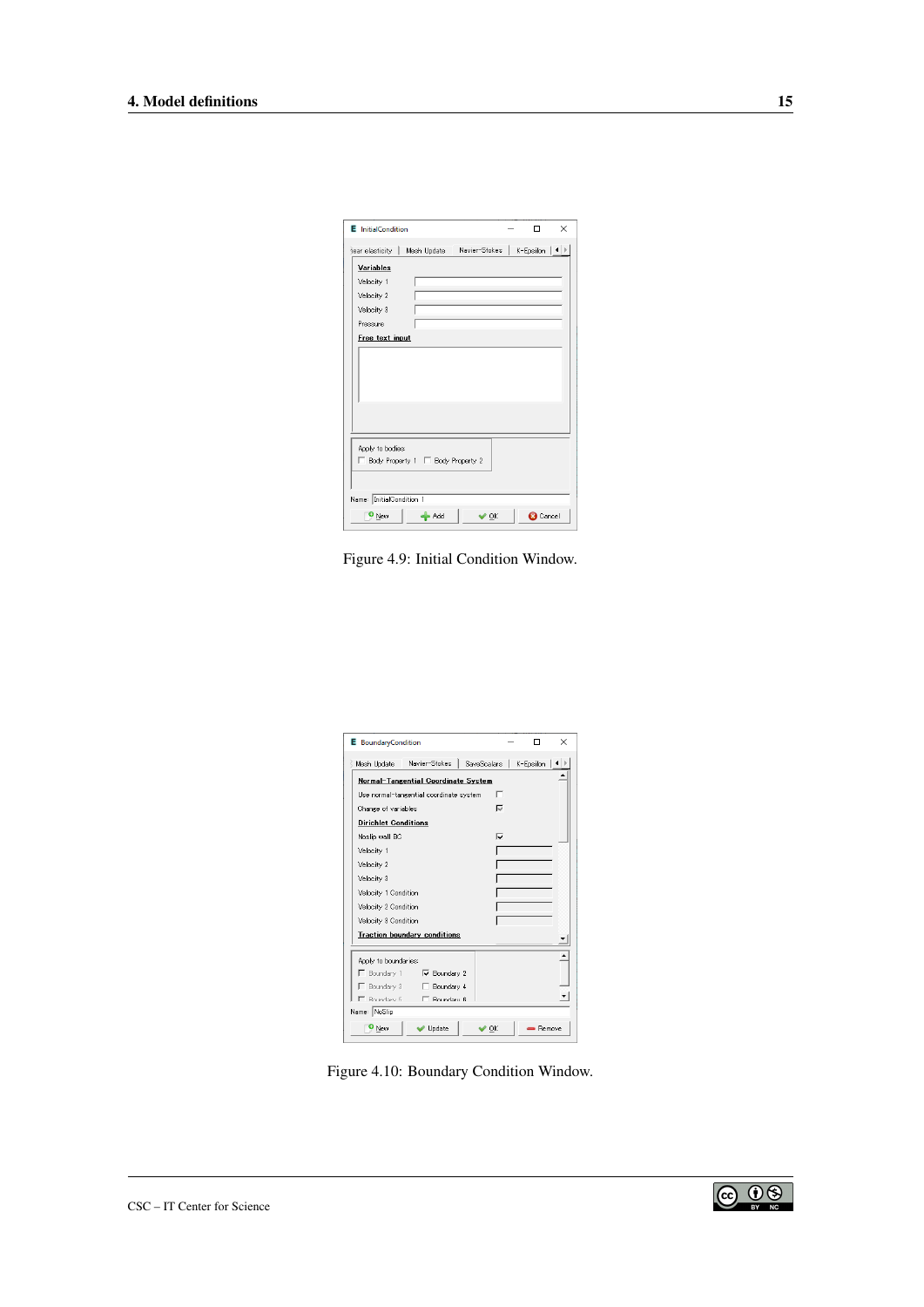Figure 4.9: Initial Condition Window.

Figure 4.10: Boundary Condition Window.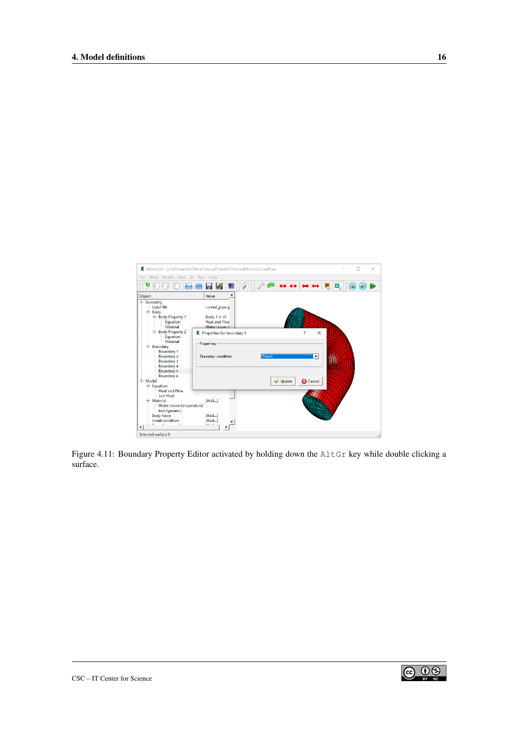Figure 4.11: Boundary Property Editor activated by holding down the `AltGr` key while double clicking a surface.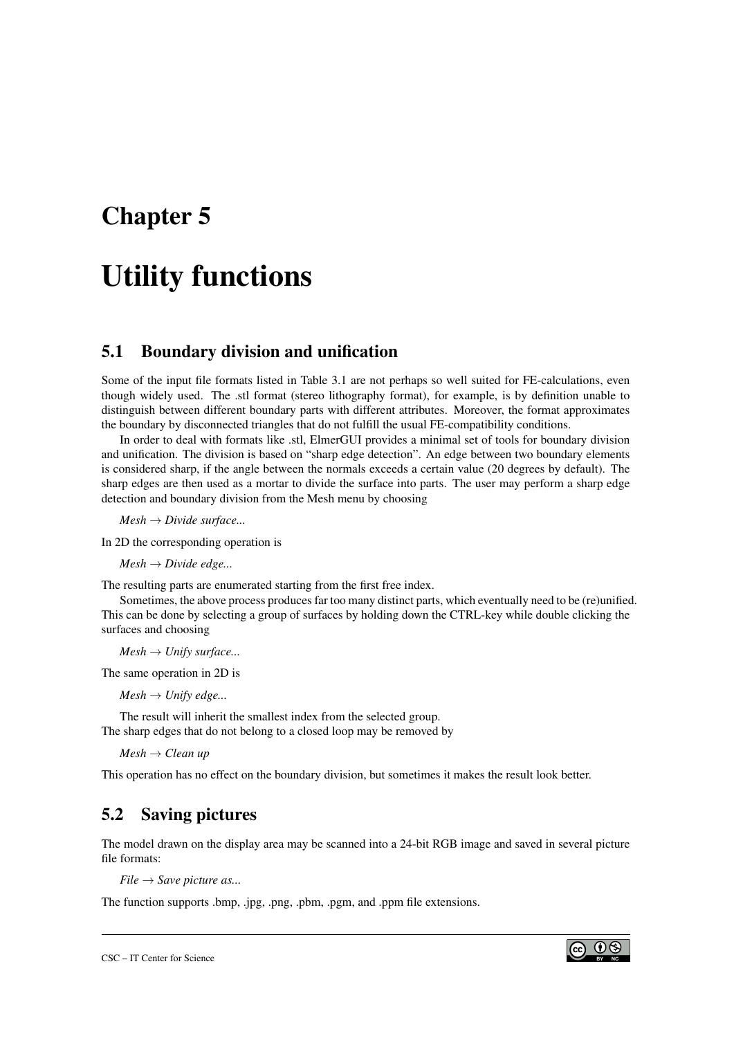# Chapter 5

# Utility functions

## 5.1 Boundary division and unification

Some of the input file formats listed in Table 3.1 are not perhaps so well suited for FE-calculations, even though widely used. The .stl format (stereo lithography format), for example, is by definition unable to distinguish between different boundary parts with different attributes. Moreover, the format approximates the boundary by disconnected triangles that do not fulfill the usual FE-compatibility conditions.

In order to deal with formats like .stl, ElmerGUI provides a minimal set of tools for boundary division and unification. The division is based on "sharp edge detection". An edge between two boundary elements is considered sharp, if the angle between the normals exceeds a certain value (20 degrees by default). The sharp edges are then used as a mortar to divide the surface into parts. The user may perform a sharp edge detection and boundary division from the Mesh menu by choosing

*Mesh → Divide surface...*

In 2D the corresponding operation is

*Mesh → Divide edge...*

The resulting parts are enumerated starting from the first free index.

Sometimes, the above process produces far too many distinct parts, which eventually need to be (re)unified. This can be done by selecting a group of surfaces by holding down the CTRL-key while double clicking the surfaces and choosing

*Mesh → Unify surface...*

The same operation in 2D is

*Mesh → Unify edge...*

The result will inherit the smallest index from the selected group.
The sharp edges that do not belong to a closed loop may be removed by

*Mesh → Clean up*

This operation has no effect on the boundary division, but sometimes it makes the result look better.

## 5.2 Saving pictures

The model drawn on the display area may be scanned into a 24-bit RGB image and saved in several picture file formats:

*File → Save picture as...*

The function supports .bmp, .jpg, .png, .pbm, .pgm, and .ppm file extensions.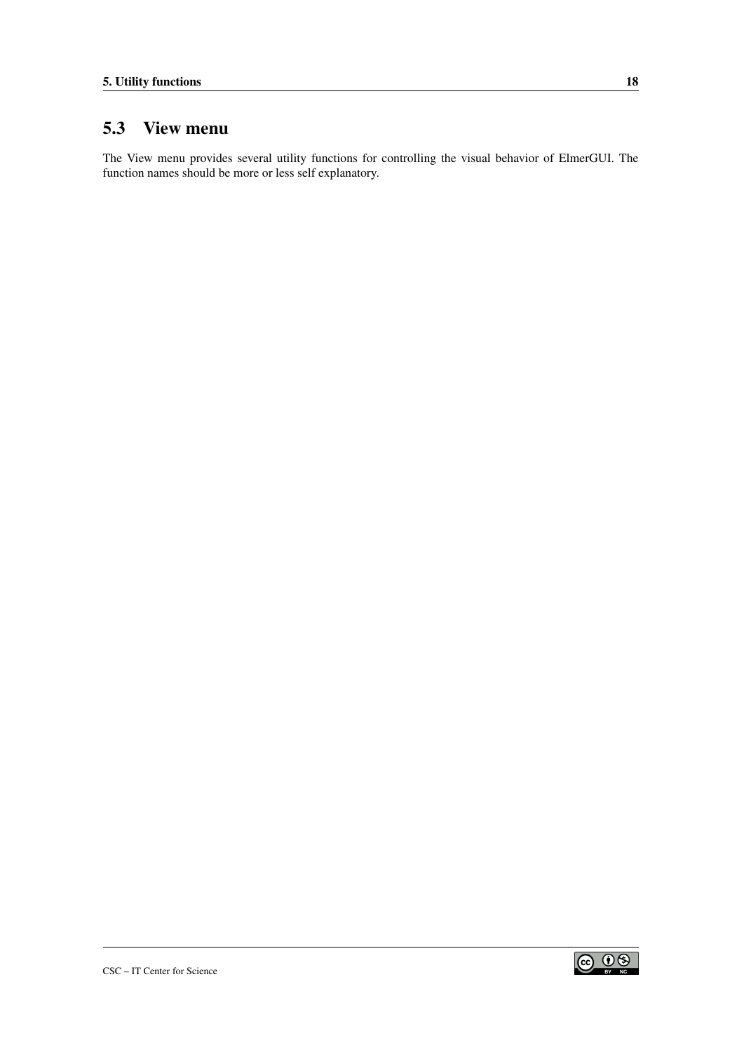## 5.3 View menu

The View menu provides several utility functions for controlling the visual behavior of ElmerGUI. The function names should be more or less self explanatory.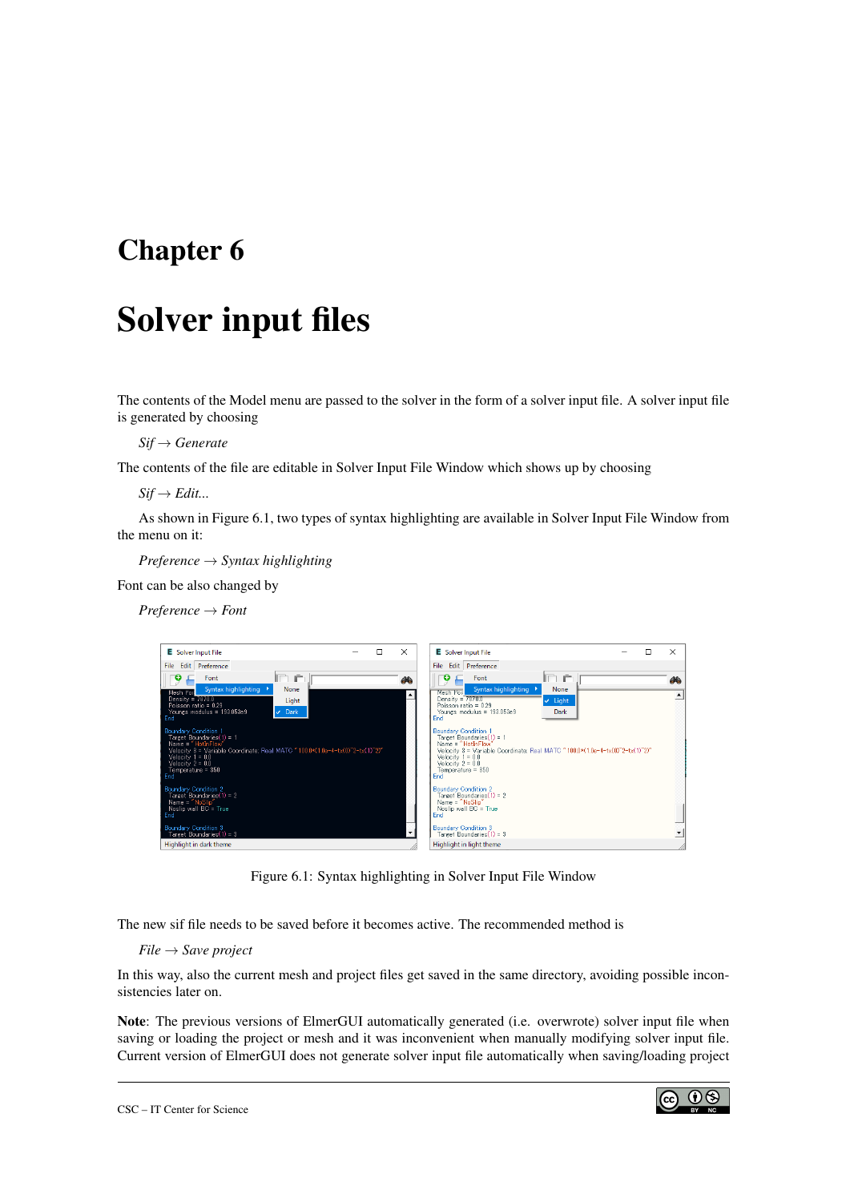# Chapter 6

# Solver input files

The contents of the Model menu are passed to the solver in the form of a solver input file. A solver input file is generated by choosing

*Sif* → *Generate*

The contents of the file are editable in Solver Input File Window which shows up by choosing

*Sif* → *Edit...*

As shown in Figure 6.1, two types of syntax highlighting are available in Solver Input File Window from the menu on it:

*Preference* → *Syntax highlighting*

Font can be also changed by

*Preference* → *Font*

Figure 6.1: Syntax highlighting in Solver Input File Window

The new sif file needs to be saved before it becomes active. The recommended method is

*File* → *Save project*

In this way, also the current mesh and project files get saved in the same directory, avoiding possible inconsistencies later on.

**Note**: The previous versions of ElmerGUI automatically generated (i.e. overwrote) solver input file when saving or loading the project or mesh and it was inconvenient when manually modifying solver input file. Current version of ElmerGUI does not generate solver input file automatically when saving/loading project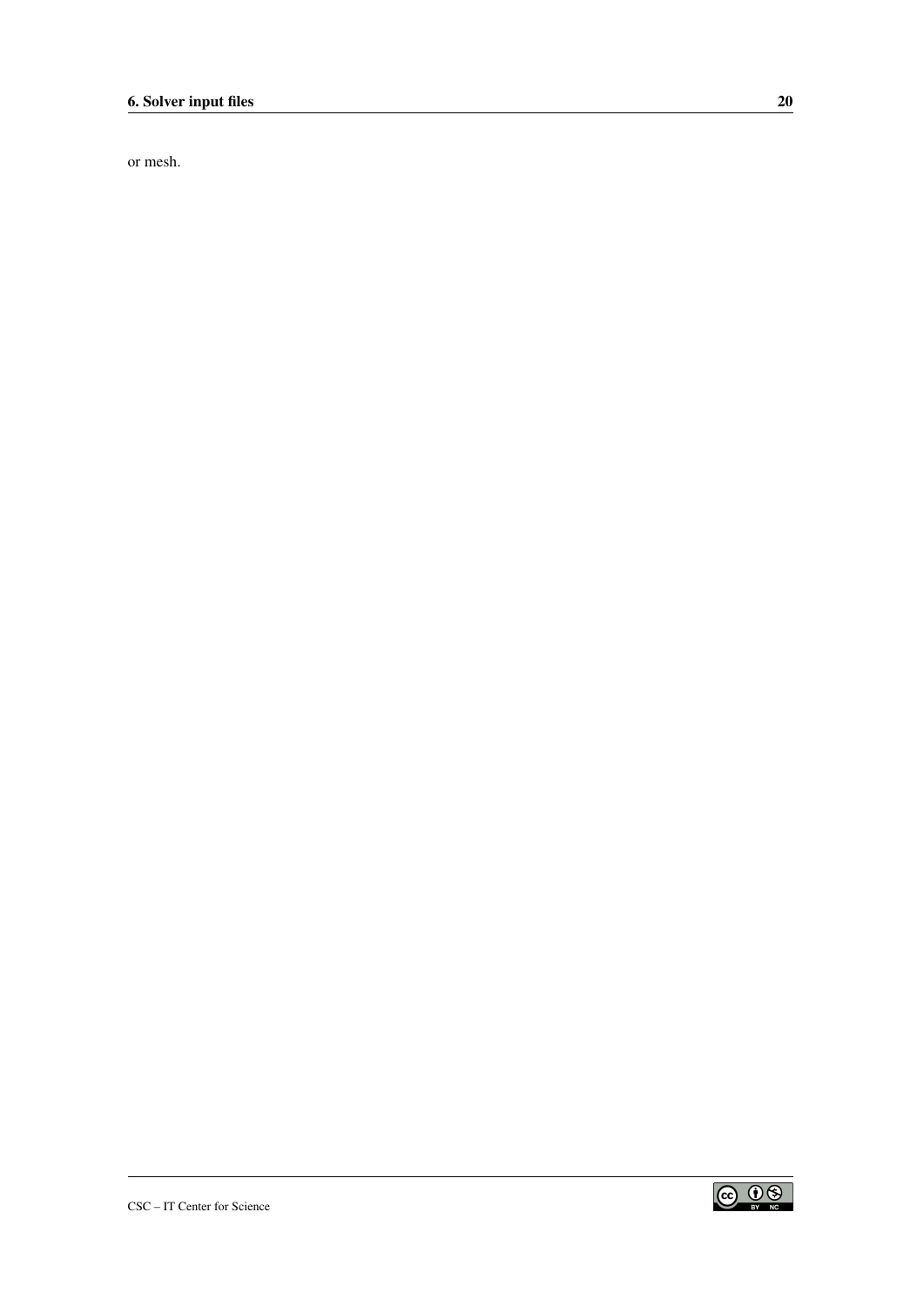or mesh.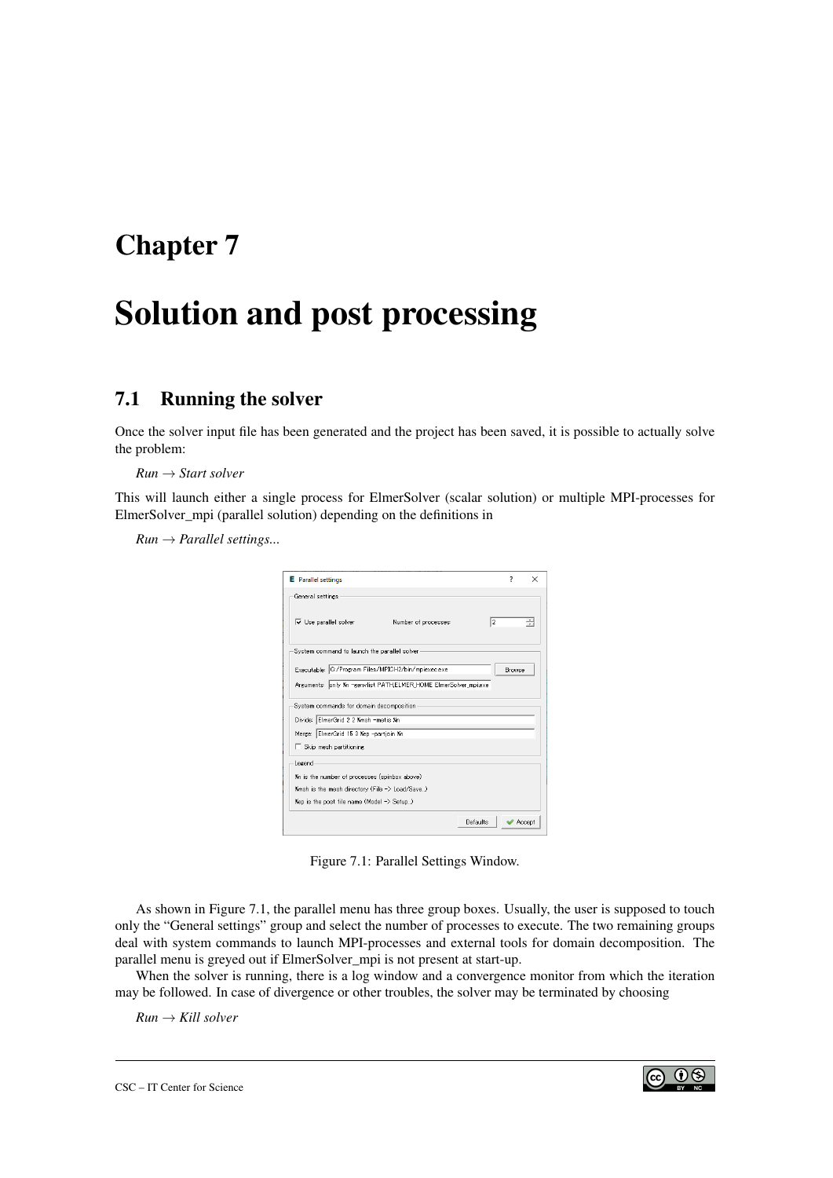# Chapter 7

# Solution and post processing

## 7.1 Running the solver

Once the solver input file has been generated and the project has been saved, it is possible to actually solve the problem:

*Run → Start solver*

This will launch either a single process for ElmerSolver (scalar solution) or multiple MPI-processes for ElmerSolver_mpi (parallel solution) depending on the definitions in

*Run → Parallel settings...*

Figure 7.1: Parallel Settings Window.

As shown in Figure 7.1, the parallel menu has three group boxes. Usually, the user is supposed to touch only the "General settings" group and select the number of processes to execute. The two remaining groups deal with system commands to launch MPI-processes and external tools for domain decomposition. The parallel menu is greyed out if ElmerSolver_mpi is not present at start-up.

When the solver is running, there is a log window and a convergence monitor from which the iteration may be followed. In case of divergence or other troubles, the solver may be terminated by choosing

*Run → Kill solver*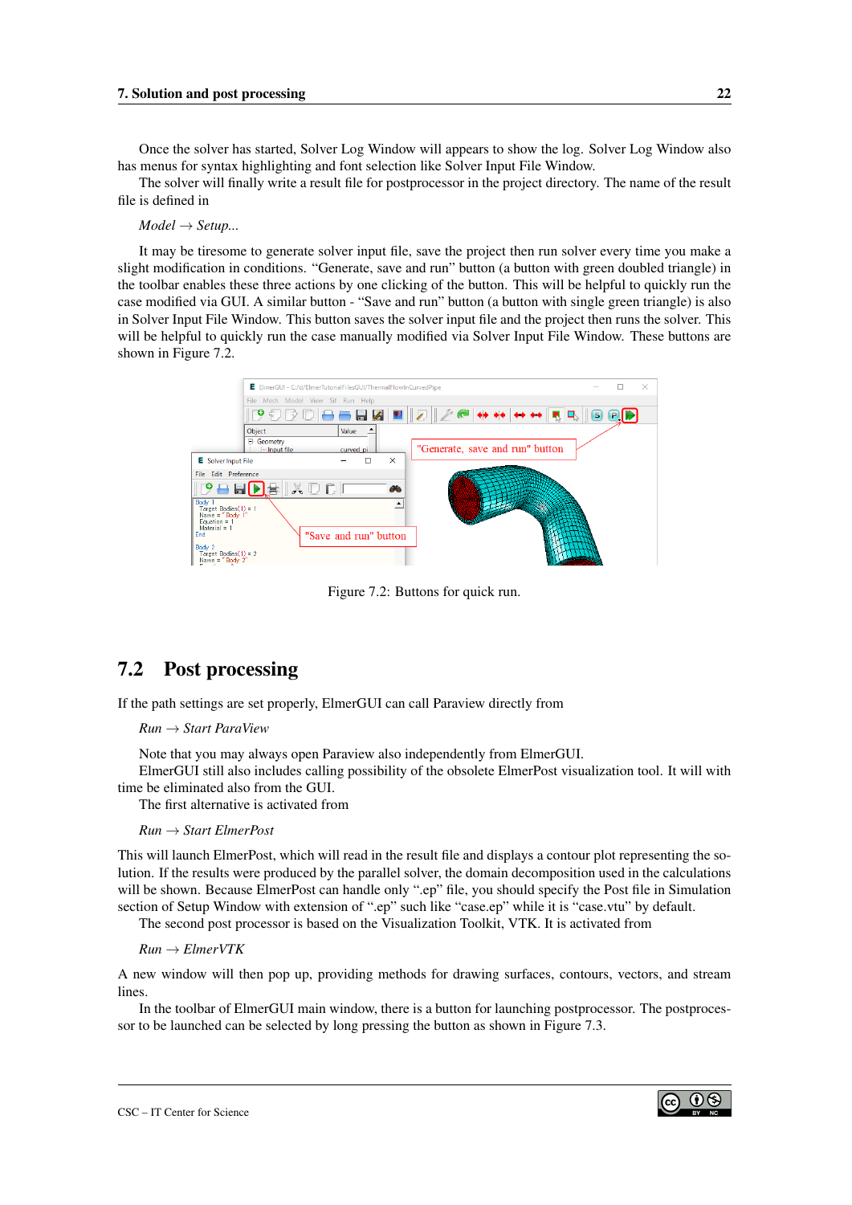Once the solver has started, Solver Log Window will appears to show the log. Solver Log Window also has menus for syntax highlighting and font selection like Solver Input File Window.

The solver will finally write a result file for postprocessor in the project directory. The name of the result file is defined in

*Model → Setup...*

It may be tiresome to generate solver input file, save the project then run solver every time you make a slight modification in conditions. "Generate, save and run" button (a button with green doubled triangle) in the toolbar enables these three actions by one clicking of the button. This will be helpful to quickly run the case modified via GUI. A similar button - "Save and run" button (a button with single green triangle) is also in Solver Input File Window. This button saves the solver input file and the project then runs the solver. This will be helpful to quickly run the case manually modified via Solver Input File Window. These buttons are shown in Figure 7.2.

Figure 7.2: Buttons for quick run.

## 7.2 Post processing

If the path settings are set properly, ElmerGUI can call Paraview directly from

*Run → Start ParaView*

Note that you may always open Paraview also independently from ElmerGUI.

ElmerGUI still also includes calling possibility of the obsolete ElmerPost visualization tool. It will with time be eliminated also from the GUI.

The first alternative is activated from

*Run → Start ElmerPost*

This will launch ElmerPost, which will read in the result file and displays a contour plot representing the solution. If the results were produced by the parallel solver, the domain decomposition used in the calculations will be shown. Because ElmerPost can handle only ".ep" file, you should specify the Post file in Simulation section of Setup Window with extension of ".ep" such like "case.ep" while it is "case.vtu" by default.

The second post processor is based on the Visualization Toolkit, VTK. It is activated from

*Run → ElmerVTK*

A new window will then pop up, providing methods for drawing surfaces, contours, vectors, and stream lines.

In the toolbar of ElmerGUI main window, there is a button for launching postprocessor. The postprocessor to be launched can be selected by long pressing the button as shown in Figure 7.3.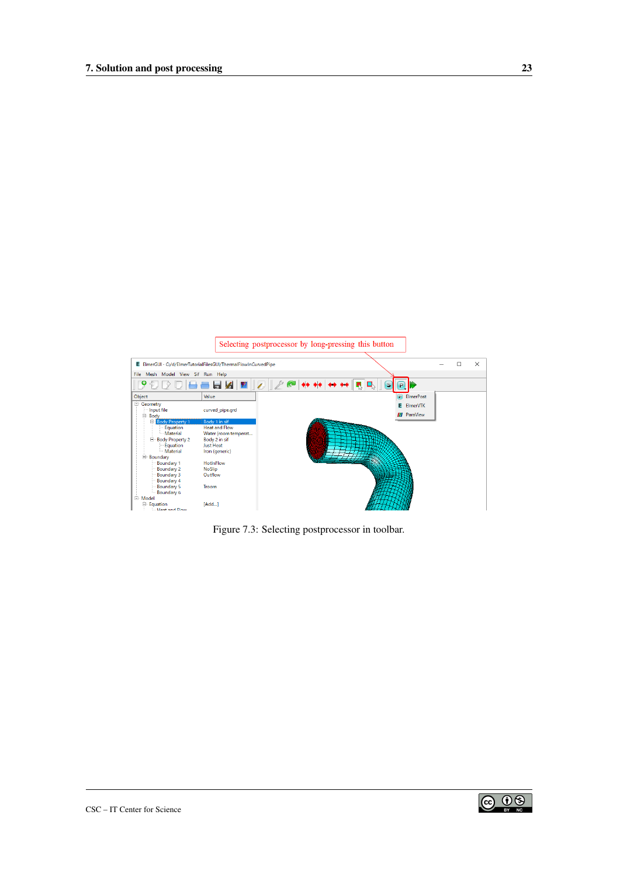Figure 7.3: Selecting postprocessor in toolbar.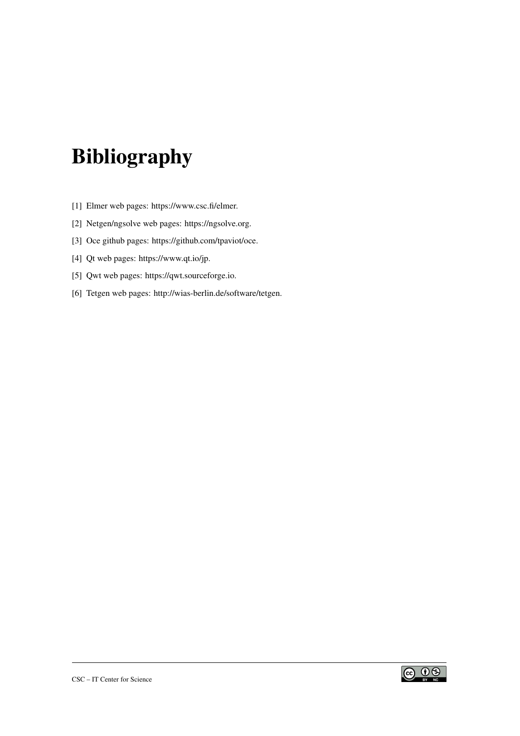# Bibliography

[1] Elmer web pages: https://www.csc.fi/elmer.

[2] Netgen/ngsolve web pages: https://ngsolve.org.

[3] Oce github pages: https://github.com/tpaviot/oce.

[4] Qt web pages: https://www.qt.io/jp.

[5] Qwt web pages: https://qwt.sourceforge.io.

[6] Tetgen web pages: http://wias-berlin.de/software/tetgen.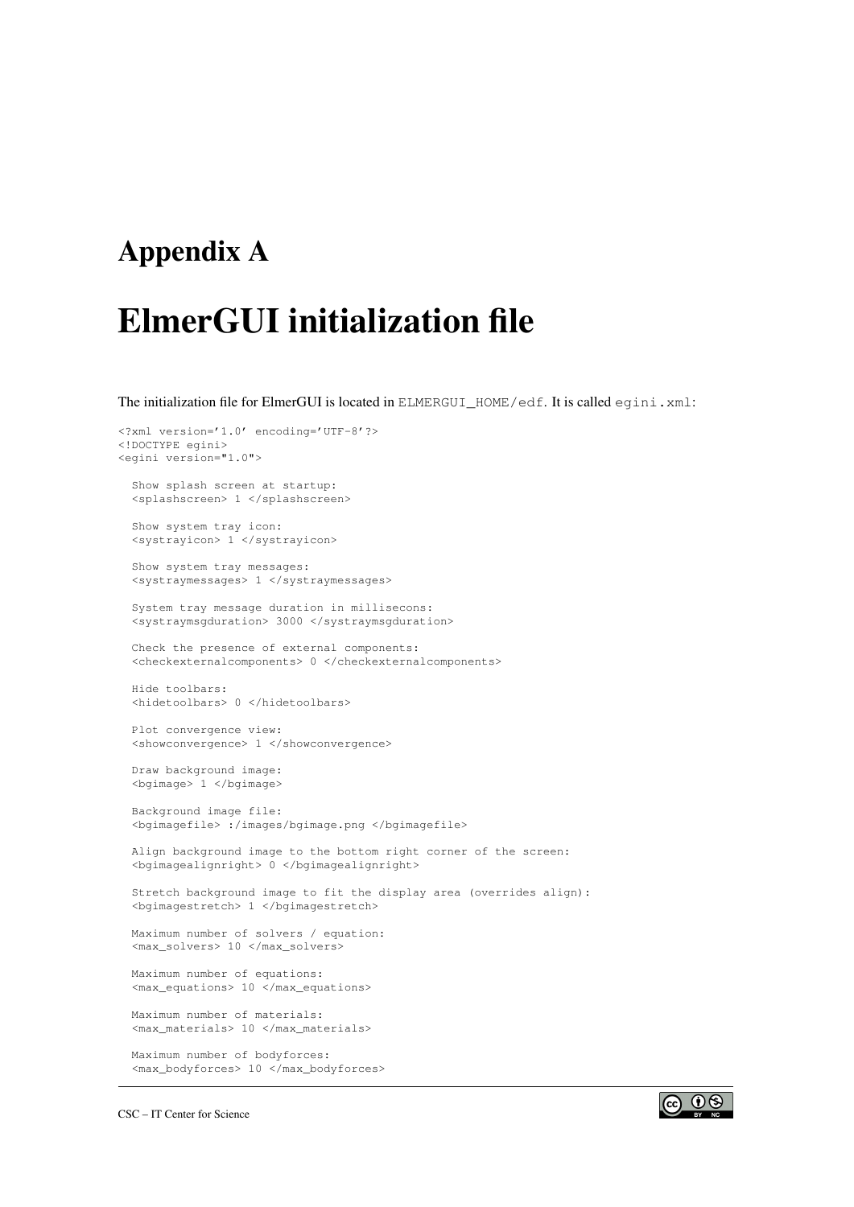# Appendix A

# ElmerGUI initialization file

The initialization file for ElmerGUI is located in `ELMERGUI_HOME/edf`. It is called `egini.xml`:

```
<?xml version='1.0' encoding='UTF-8'?>
<!DOCTYPE egini>
<egini version="1.0">

  Show splash screen at startup:
  <splashscreen> 1 </splashscreen>

  Show system tray icon:
  <systrayicon> 1 </systrayicon>

  Show system tray messages:
  <systraymessages> 1 </systraymessages>

  System tray message duration in millisecons:
  <systraymsgduration> 3000 </systraymsgduration>

  Check the presence of external components:
  <checkexternalcomponents> 0 </checkexternalcomponents>

  Hide toolbars:
  <hidetoolbars> 0 </hidetoolbars>

  Plot convergence view:
  <showconvergence> 1 </showconvergence>

  Draw background image:
  <bgimage> 1 </bgimage>

  Background image file:
  <bgimagefile> :/images/bgimage.png </bgimagefile>

  Align background image to the bottom right corner of the screen:
  <bgimagealignright> 0 </bgimagealignright>

  Stretch background image to fit the display area (overrides align):
  <bgimagestretch> 1 </bgimagestretch>

  Maximum number of solvers / equation:
  <max_solvers> 10 </max_solvers>

  Maximum number of equations:
  <max_equations> 10 </max_equations>

  Maximum number of materials:
  <max_materials> 10 </max_materials>

  Maximum number of bodyforces:
  <max_bodyforces> 10 </max_bodyforces>
```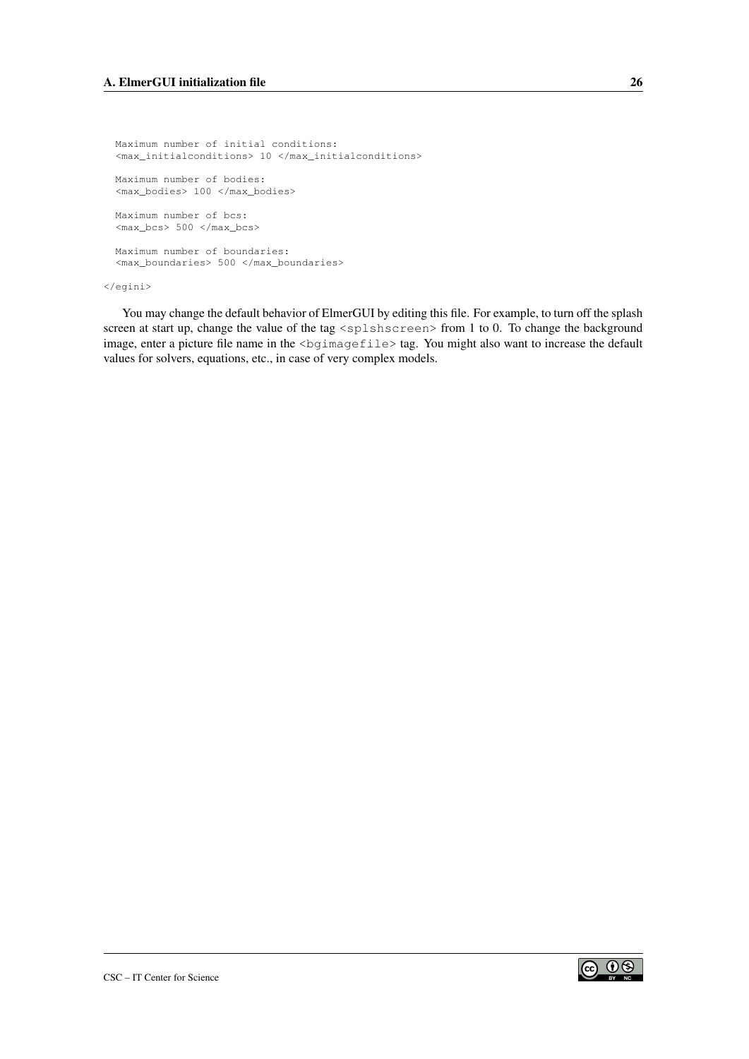```
  Maximum number of initial conditions:
  <max_initialconditions> 10 </max_initialconditions>

  Maximum number of bodies:
  <max_bodies> 100 </max_bodies>

  Maximum number of bcs:
  <max_bcs> 500 </max_bcs>

  Maximum number of boundaries:
  <max_boundaries> 500 </max_boundaries>

</egini>
```

You may change the default behavior of ElmerGUI by editing this file. For example, to turn off the splash screen at start up, change the value of the tag `<splshscreen>` from 1 to 0. To change the background image, enter a picture file name in the `<bgimagefile>` tag. You might also want to increase the default values for solvers, equations, etc., in case of very complex models.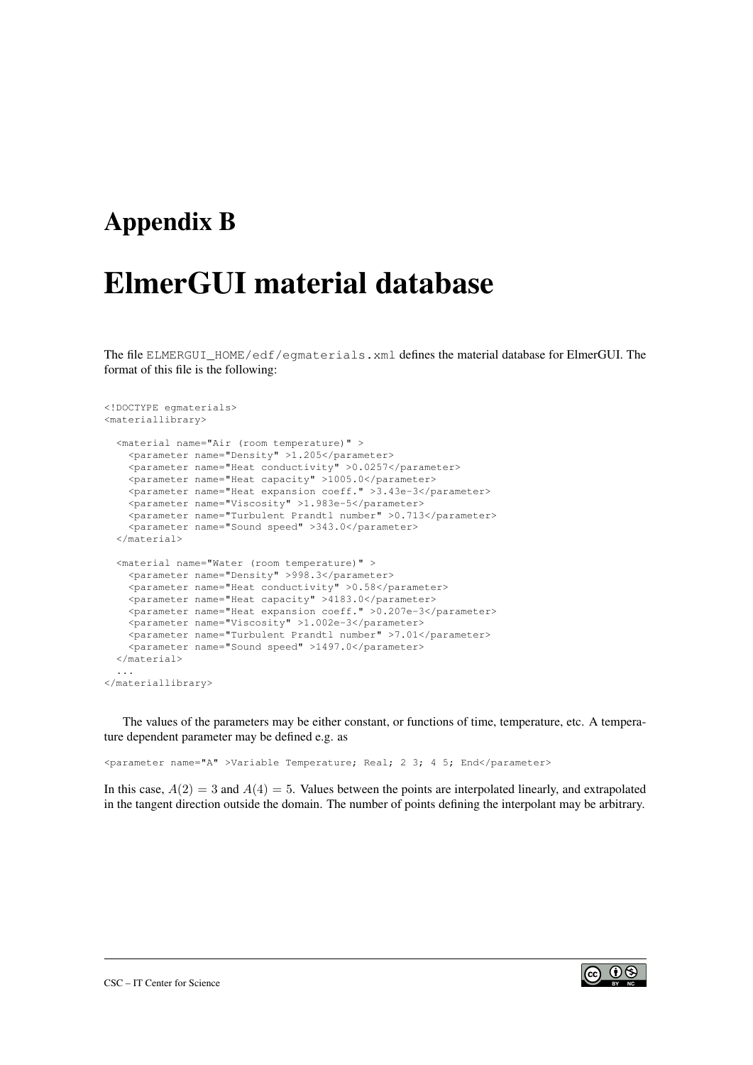# Appendix B

# ElmerGUI material database

The file ELMERGUI_HOME/edf/egmaterials.xml defines the material database for ElmerGUI. The format of this file is the following:

```
<!DOCTYPE egmaterials>
<materiallibrary>

  <material name="Air (room temperature)" >
    <parameter name="Density" >1.205</parameter>
    <parameter name="Heat conductivity" >0.0257</parameter>
    <parameter name="Heat capacity" >1005.0</parameter>
    <parameter name="Heat expansion coeff." >3.43e-3</parameter>
    <parameter name="Viscosity" >1.983e-5</parameter>
    <parameter name="Turbulent Prandtl number" >0.713</parameter>
    <parameter name="Sound speed" >343.0</parameter>
  </material>

  <material name="Water (room temperature)" >
    <parameter name="Density" >998.3</parameter>
    <parameter name="Heat conductivity" >0.58</parameter>
    <parameter name="Heat capacity" >4183.0</parameter>
    <parameter name="Heat expansion coeff." >0.207e-3</parameter>
    <parameter name="Viscosity" >1.002e-3</parameter>
    <parameter name="Turbulent Prandtl number" >7.01</parameter>
    <parameter name="Sound speed" >1497.0</parameter>
  </material>
  ...
</materiallibrary>
```

The values of the parameters may be either constant, or functions of time, temperature, etc. A temperature dependent parameter may be defined e.g. as

```
<parameter name="A" >Variable Temperature; Real; 2 3; 4 5; End</parameter>
```

In this case, $A(2) = 3$ and $A(4) = 5$. Values between the points are interpolated linearly, and extrapolated in the tangent direction outside the domain. The number of points defining the interpolant may be arbitrary.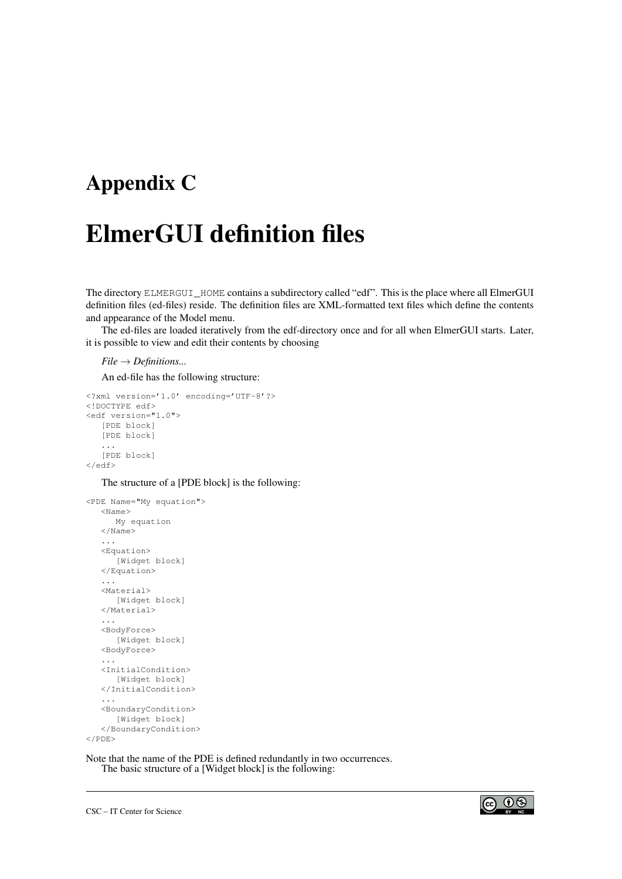# Appendix C

# ElmerGUI definition files

The directory ELMERGUI_HOME contains a subdirectory called "edf". This is the place where all ElmerGUI definition files (ed-files) reside. The definition files are XML-formatted text files which define the contents and appearance of the Model menu.

The ed-files are loaded iteratively from the edf-directory once and for all when ElmerGUI starts. Later, it is possible to view and edit their contents by choosing

*File → Definitions...*

An ed-file has the following structure:

```
<?xml version='1.0' encoding='UTF-8'?>
<!DOCTYPE edf>
<edf version="1.0">
   [PDE block]
   [PDE block]
   ...
   [PDE block]
</edf>
```

The structure of a [PDE block] is the following:

```
<PDE Name="My equation">
   <Name>
      My equation
   </Name>
   ...
   <Equation>
      [Widget block]
   </Equation>
   ...
   <Material>
      [Widget block]
   </Material>
   ...
   <BodyForce>
      [Widget block]
   <BodyForce>
   ...
   <InitialCondition>
      [Widget block]
   </InitialCondition>
   ...
   <BoundaryCondition>
      [Widget block]
   </BoundaryCondition>
</PDE>
```

Note that the name of the PDE is defined redundantly in two occurrences.

The basic structure of a [Widget block] is the following: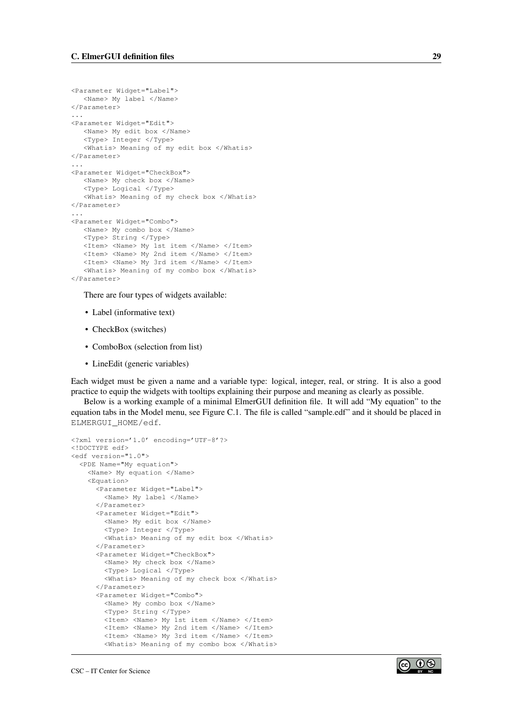```
<Parameter Widget="Label">
   <Name> My label </Name>
</Parameter>
...
<Parameter Widget="Edit">
   <Name> My edit box </Name>
   <Type> Integer </Type>
   <Whatis> Meaning of my edit box </Whatis>
</Parameter>
...
<Parameter Widget="CheckBox">
   <Name> My check box </Name>
   <Type> Logical </Type>
   <Whatis> Meaning of my check box </Whatis>
</Parameter>
...
<Parameter Widget="Combo">
   <Name> My combo box </Name>
   <Type> String </Type>
   <Item> <Name> My 1st item </Name> </Item>
   <Item> <Name> My 2nd item </Name> </Item>
   <Item> <Name> My 3rd item </Name> </Item>
   <Whatis> Meaning of my combo box </Whatis>
</Parameter>
```

There are four types of widgets available:

- Label (informative text)
- CheckBox (switches)
- ComboBox (selection from list)
- LineEdit (generic variables)

Each widget must be given a name and a variable type: logical, integer, real, or string. It is also a good practice to equip the widgets with tooltips explaining their purpose and meaning as clearly as possible.

Below is a working example of a minimal ElmerGUI definition file. It will add "My equation" to the equation tabs in the Model menu, see Figure C.1. The file is called "sample.edf" and it should be placed in `ELMERGUI_HOME/edf`.

```
<?xml version='1.0' encoding='UTF-8'?>
<!DOCTYPE edf>
<edf version="1.0">
  <PDE Name="My equation">
    <Name> My equation </Name>
    <Equation>
      <Parameter Widget="Label">
        <Name> My label </Name>
      </Parameter>
      <Parameter Widget="Edit">
        <Name> My edit box </Name>
        <Type> Integer </Type>
        <Whatis> Meaning of my edit box </Whatis>
      </Parameter>
      <Parameter Widget="CheckBox">
        <Name> My check box </Name>
        <Type> Logical </Type>
        <Whatis> Meaning of my check box </Whatis>
      </Parameter>
      <Parameter Widget="Combo">
        <Name> My combo box </Name>
        <Type> String </Type>
        <Item> <Name> My 1st item </Name> </Item>
        <Item> <Name> My 2nd item </Name> </Item>
        <Item> <Name> My 3rd item </Name> </Item>
        <Whatis> Meaning of my combo box </Whatis>
```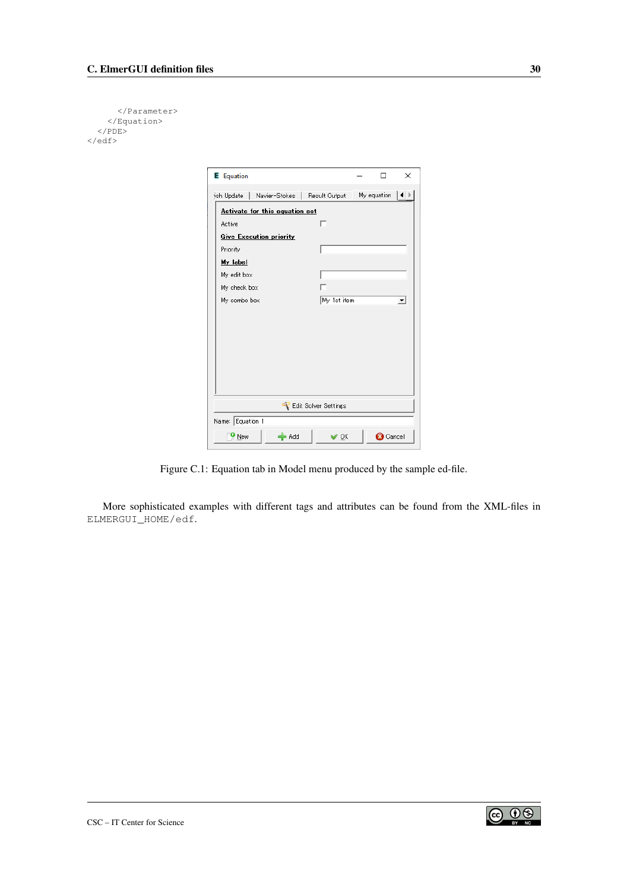```
      </Parameter>
    </Equation>
  </PDE>
</edf>
```

Figure C.1: Equation tab in Model menu produced by the sample ed-file.

More sophisticated examples with different tags and attributes can be found from the XML-files in `ELMERGUI_HOME/edf`.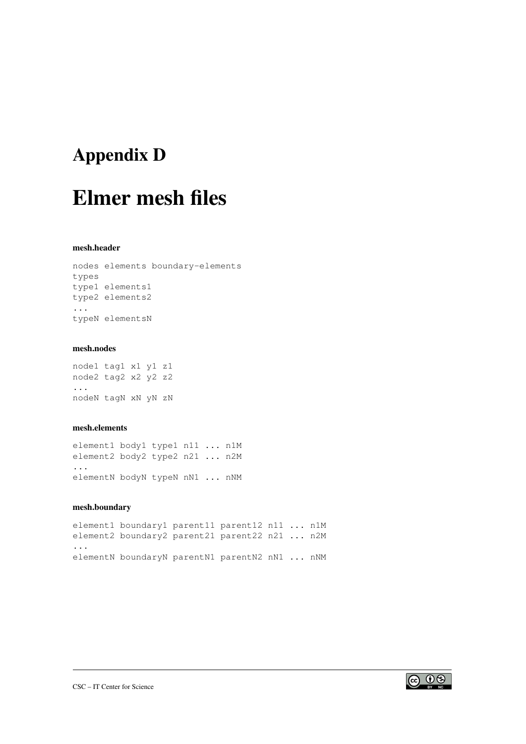# Appendix D

# Elmer mesh files

#### mesh.header

```
nodes elements boundary-elements
types
type1 elements1
type2 elements2
...
typeN elementsN
```

#### mesh.nodes

```
node1 tag1 x1 y1 z1
node2 tag2 x2 y2 z2
...
nodeN tagN xN yN zN
```

#### mesh.elements

```
element1 body1 type1 n11 ... n1M
element2 body2 type2 n21 ... n2M
...
elementN bodyN typeN nN1 ... nNM
```

#### mesh.boundary

```
element1 boundary1 parent11 parent12 n11 ... n1M
element2 boundary2 parent21 parent22 n21 ... n2M
...
elementN boundaryN parentN1 parentN2 nN1 ... nNM
```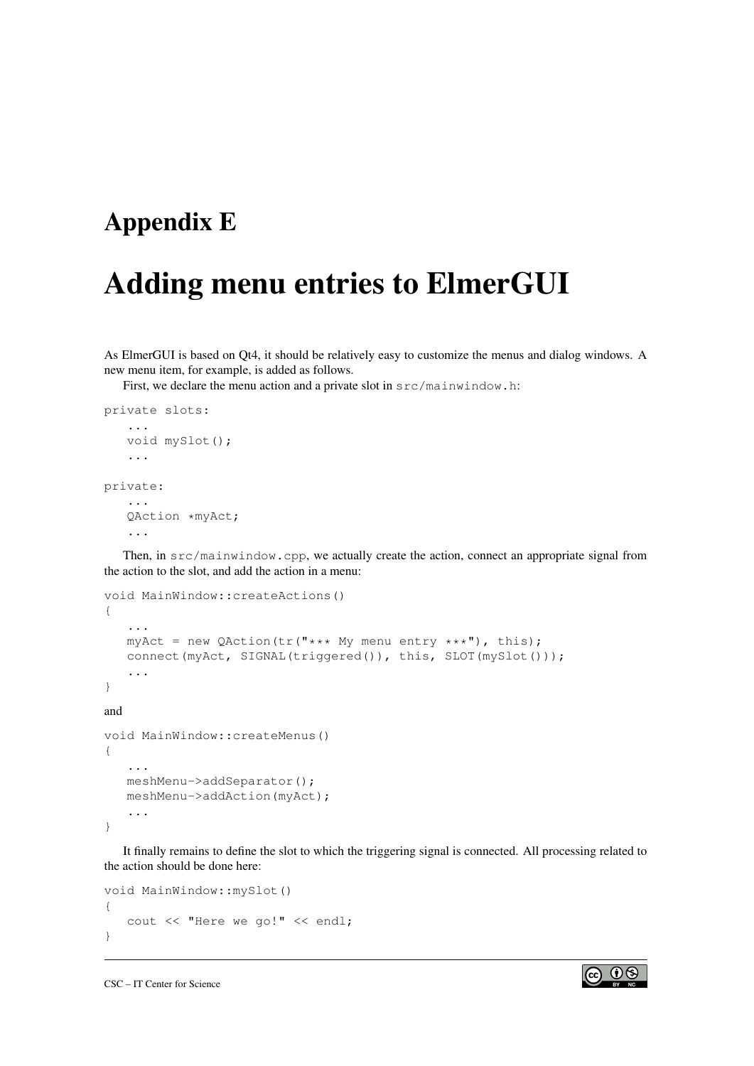# Appendix E

# Adding menu entries to ElmerGUI

As ElmerGUI is based on Qt4, it should be relatively easy to customize the menus and dialog windows. A new menu item, for example, is added as follows.

First, we declare the menu action and a private slot in `src/mainwindow.h`:

```
private slots:
   ...
   void mySlot();
   ...

private:
   ...
   QAction *myAct;
   ...
```

Then, in `src/mainwindow.cpp`, we actually create the action, connect an appropriate signal from the action to the slot, and add the action in a menu:

```
void MainWindow::createActions()
{
   ...
   myAct = new QAction(tr("*** My menu entry ***"), this);
   connect(myAct, SIGNAL(triggered()), this, SLOT(mySlot()));
   ...
}
```

and

```
void MainWindow::createMenus()
{
   ...
   meshMenu->addSeparator();
   meshMenu->addAction(myAct);
   ...
}
```

It finally remains to define the slot to which the triggering signal is connected. All processing related to the action should be done here:

```
void MainWindow::mySlot()
{
   cout << "Here we go!" << endl;
}
```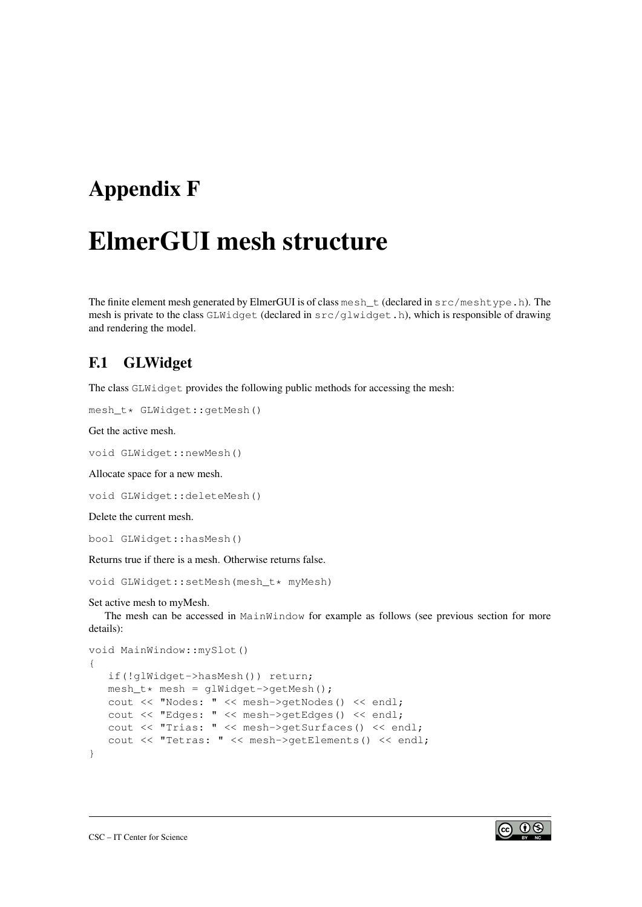# Appendix F

# ElmerGUI mesh structure

The finite element mesh generated by ElmerGUI is of class `mesh_t` (declared in `src/meshtype.h`). The mesh is private to the class `GLWidget` (declared in `src/glwidget.h`), which is responsible of drawing and rendering the model.

## F.1 GLWidget

The class `GLWidget` provides the following public methods for accessing the mesh:

```
mesh_t* GLWidget::getMesh()
```

Get the active mesh.

```
void GLWidget::newMesh()
```

Allocate space for a new mesh.

```
void GLWidget::deleteMesh()
```

Delete the current mesh.

```
bool GLWidget::hasMesh()
```

Returns true if there is a mesh. Otherwise returns false.

```
void GLWidget::setMesh(mesh_t* myMesh)
```

Set active mesh to myMesh.

The mesh can be accessed in `MainWindow` for example as follows (see previous section for more details):

```
void MainWindow::mySlot()
{
   if(!glWidget->hasMesh()) return;
   mesh_t* mesh = glWidget->getMesh();
   cout << "Nodes: " << mesh->getNodes() << endl;
   cout << "Edges: " << mesh->getEdges() << endl;
   cout << "Trias: " << mesh->getSurfaces() << endl;
   cout << "Tetras: " << mesh->getElements() << endl;
}
```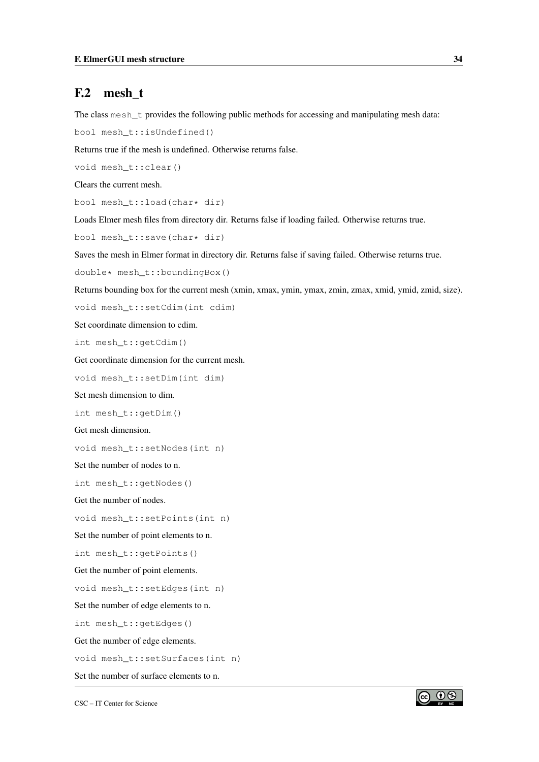## F.2 mesh_t

The class `mesh_t` provides the following public methods for accessing and manipulating mesh data:

`bool mesh_t::isUndefined()`

Returns true if the mesh is undefined. Otherwise returns false.

`void mesh_t::clear()`

Clears the current mesh.

`bool mesh_t::load(char* dir)`

Loads Elmer mesh files from directory dir. Returns false if loading failed. Otherwise returns true.

`bool mesh_t::save(char* dir)`

Saves the mesh in Elmer format in directory dir. Returns false if saving failed. Otherwise returns true.

`double* mesh_t::boundingBox()`

Returns bounding box for the current mesh (xmin, xmax, ymin, ymax, zmin, zmax, xmid, ymid, zmid, size).

`void mesh_t::setCdim(int cdim)`

Set coordinate dimension to cdim.

`int mesh_t::getCdim()`

Get coordinate dimension for the current mesh.

`void mesh_t::setDim(int dim)`

Set mesh dimension to dim.

`int mesh_t::getDim()`

Get mesh dimension.

`void mesh_t::setNodes(int n)`

Set the number of nodes to n.

`int mesh_t::getNodes()`

Get the number of nodes.

`void mesh_t::setPoints(int n)`

Set the number of point elements to n.

`int mesh_t::getPoints()`

Get the number of point elements.

`void mesh_t::setEdges(int n)`

Set the number of edge elements to n.

`int mesh_t::getEdges()`

Get the number of edge elements.

`void mesh_t::setSurfaces(int n)`

Set the number of surface elements to n.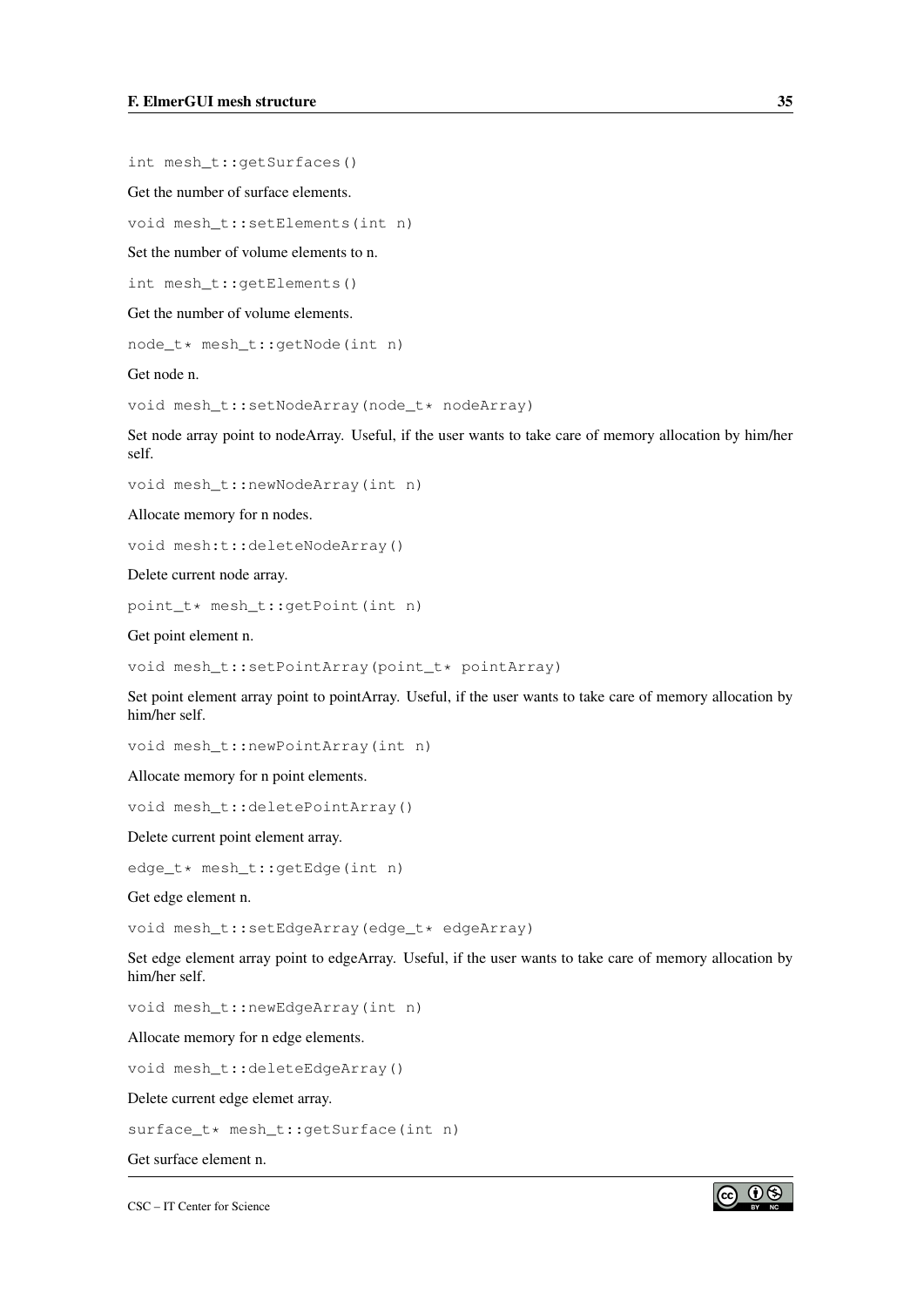```
int mesh_t::getSurfaces()
```

Get the number of surface elements.

```
void mesh_t::setElements(int n)
```

Set the number of volume elements to n.

```
int mesh_t::getElements()
```

Get the number of volume elements.

```
node_t* mesh_t::getNode(int n)
```

Get node n.

```
void mesh_t::setNodeArray(node_t* nodeArray)
```

Set node array point to nodeArray. Useful, if the user wants to take care of memory allocation by him/her self.

```
void mesh_t::newNodeArray(int n)
```

Allocate memory for n nodes.

```
void mesh:t::deleteNodeArray()
```

Delete current node array.

```
point_t* mesh_t::getPoint(int n)
```

Get point element n.

```
void mesh_t::setPointArray(point_t* pointArray)
```

Set point element array point to pointArray. Useful, if the user wants to take care of memory allocation by him/her self.

```
void mesh_t::newPointArray(int n)
```

Allocate memory for n point elements.

```
void mesh_t::deletePointArray()
```

Delete current point element array.

```
edge_t* mesh_t::getEdge(int n)
```

Get edge element n.

```
void mesh_t::setEdgeArray(edge_t* edgeArray)
```

Set edge element array point to edgeArray. Useful, if the user wants to take care of memory allocation by him/her self.

```
void mesh_t::newEdgeArray(int n)
```

Allocate memory for n edge elements.

```
void mesh_t::deleteEdgeArray()
```

Delete current edge elemet array.

```
surface_t* mesh_t::getSurface(int n)
```

Get surface element n.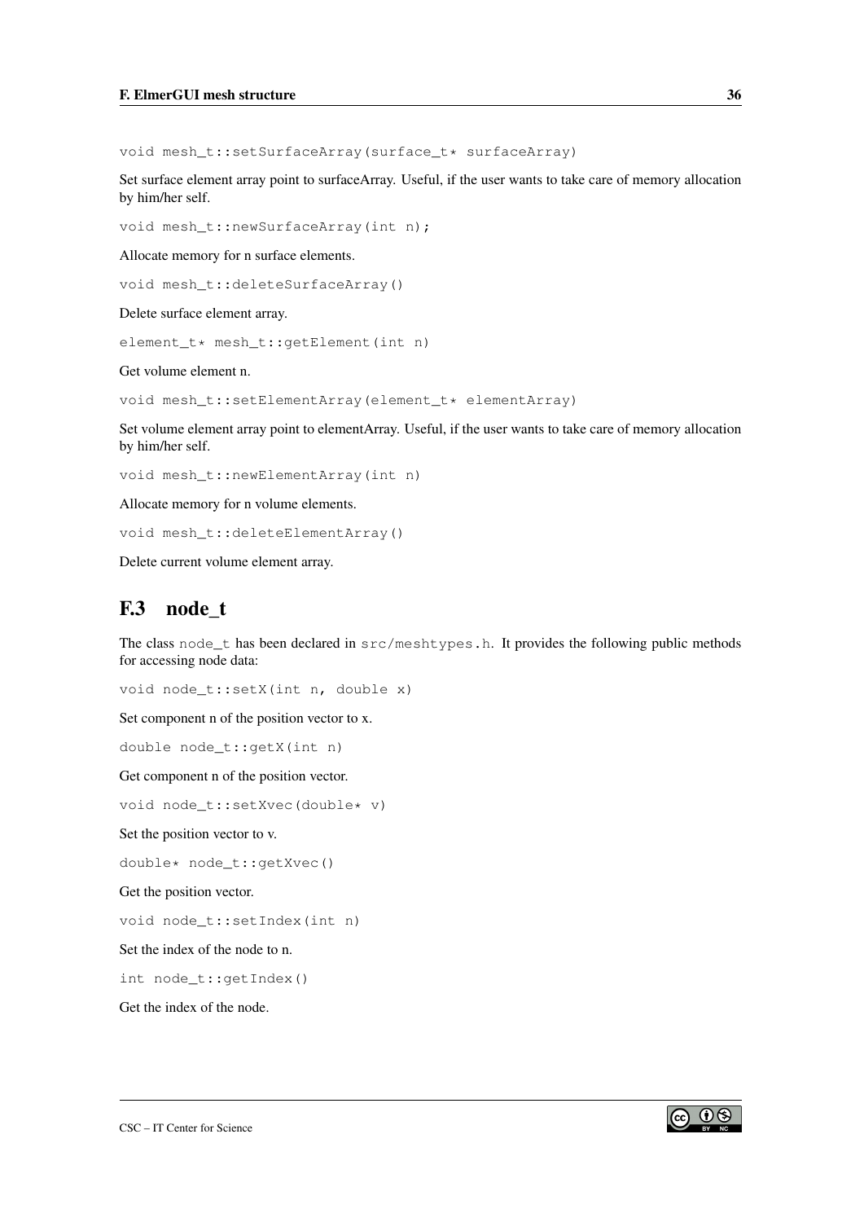```
void mesh_t::setSurfaceArray(surface_t* surfaceArray)
```

Set surface element array point to surfaceArray. Useful, if the user wants to take care of memory allocation by him/her self.

```
void mesh_t::newSurfaceArray(int n);
```

Allocate memory for n surface elements.

```
void mesh_t::deleteSurfaceArray()
```

Delete surface element array.

```
element_t* mesh_t::getElement(int n)
```

Get volume element n.

```
void mesh_t::setElementArray(element_t* elementArray)
```

Set volume element array point to elementArray. Useful, if the user wants to take care of memory allocation by him/her self.

```
void mesh_t::newElementArray(int n)
```

Allocate memory for n volume elements.

```
void mesh_t::deleteElementArray()
```

Delete current volume element array.

## F.3 node_t

The class `node_t` has been declared in `src/meshtypes.h`. It provides the following public methods for accessing node data:

```
void node_t::setX(int n, double x)
```

Set component n of the position vector to x.

```
double node_t::getX(int n)
```

Get component n of the position vector.

```
void node_t::setXvec(double* v)
```

Set the position vector to v.

```
double* node_t::getXvec()
```

Get the position vector.

```
void node_t::setIndex(int n)
```

Set the index of the node to n.

```
int node_t::getIndex()
```

Get the index of the node.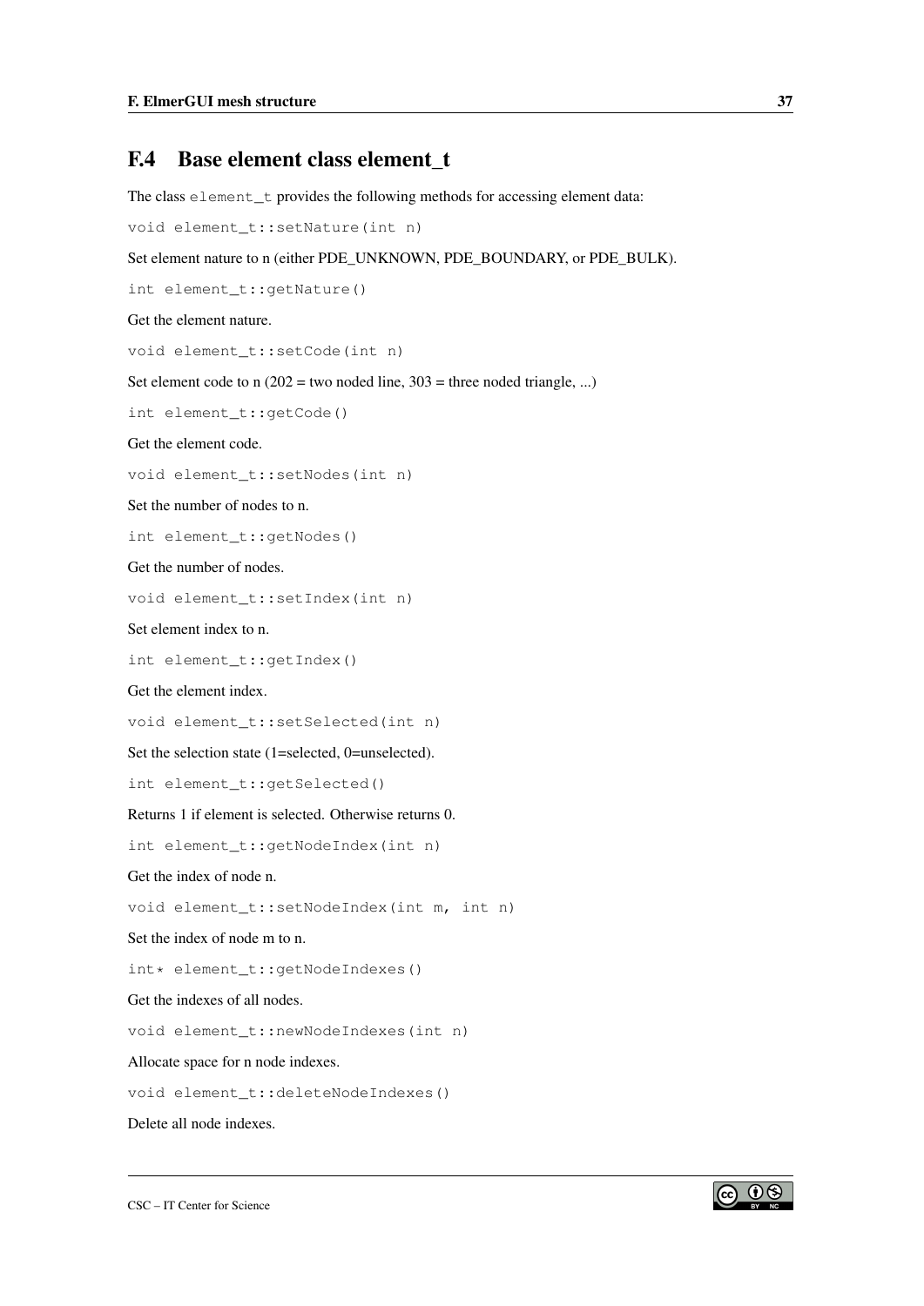## F.4 Base element class element_t

The class `element_t` provides the following methods for accessing element data:

```
void element_t::setNature(int n)
```

Set element nature to n (either PDE_UNKNOWN, PDE_BOUNDARY, or PDE_BULK).

```
int element_t::getNature()
```

Get the element nature.

```
void element_t::setCode(int n)
```

Set element code to n (202 = two noded line, 303 = three noded triangle, ...)

```
int element_t::getCode()
```

Get the element code.

```
void element_t::setNodes(int n)
```

Set the number of nodes to n.

```
int element_t::getNodes()
```

Get the number of nodes.

```
void element_t::setIndex(int n)
```

Set element index to n.

```
int element_t::getIndex()
```

Get the element index.

```
void element_t::setSelected(int n)
```

Set the selection state (1=selected, 0=unselected).

```
int element_t::getSelected()
```

Returns 1 if element is selected. Otherwise returns 0.

```
int element_t::getNodeIndex(int n)
```

Get the index of node n.

```
void element_t::setNodeIndex(int m, int n)
```

Set the index of node m to n.

```
int* element_t::getNodeIndexes()
```

Get the indexes of all nodes.

```
void element_t::newNodeIndexes(int n)
```

Allocate space for n node indexes.

```
void element_t::deleteNodeIndexes()
```

Delete all node indexes.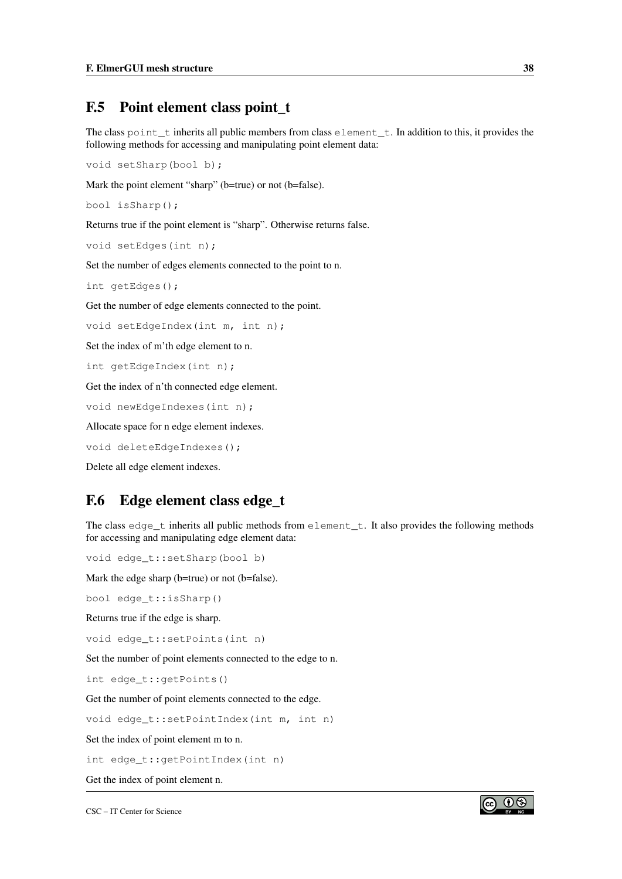## F.5 Point element class point_t

The class `point_t` inherits all public members from class `element_t`. In addition to this, it provides the following methods for accessing and manipulating point element data:

```
void setSharp(bool b);
```

Mark the point element “sharp” (b=true) or not (b=false).

```
bool isSharp();
```

Returns true if the point element is “sharp”. Otherwise returns false.

```
void setEdges(int n);
```

Set the number of edges elements connected to the point to n.

```
int getEdges();
```

Get the number of edge elements connected to the point.

```
void setEdgeIndex(int m, int n);
```

Set the index of m’th edge element to n.

```
int getEdgeIndex(int n);
```

Get the index of n’th connected edge element.

```
void newEdgeIndexes(int n);
```

Allocate space for n edge element indexes.

```
void deleteEdgeIndexes();
```

Delete all edge element indexes.

## F.6 Edge element class edge_t

The class `edge_t` inherits all public methods from `element_t`. It also provides the following methods for accessing and manipulating edge element data:

```
void edge_t::setSharp(bool b)
```

Mark the edge sharp (b=true) or not (b=false).

```
bool edge_t::isSharp()
```

Returns true if the edge is sharp.

```
void edge_t::setPoints(int n)
```

Set the number of point elements connected to the edge to n.

```
int edge_t::getPoints()
```

Get the number of point elements connected to the edge.

```
void edge_t::setPointIndex(int m, int n)
```

Set the index of point element m to n.

```
int edge_t::getPointIndex(int n)
```

Get the index of point element n.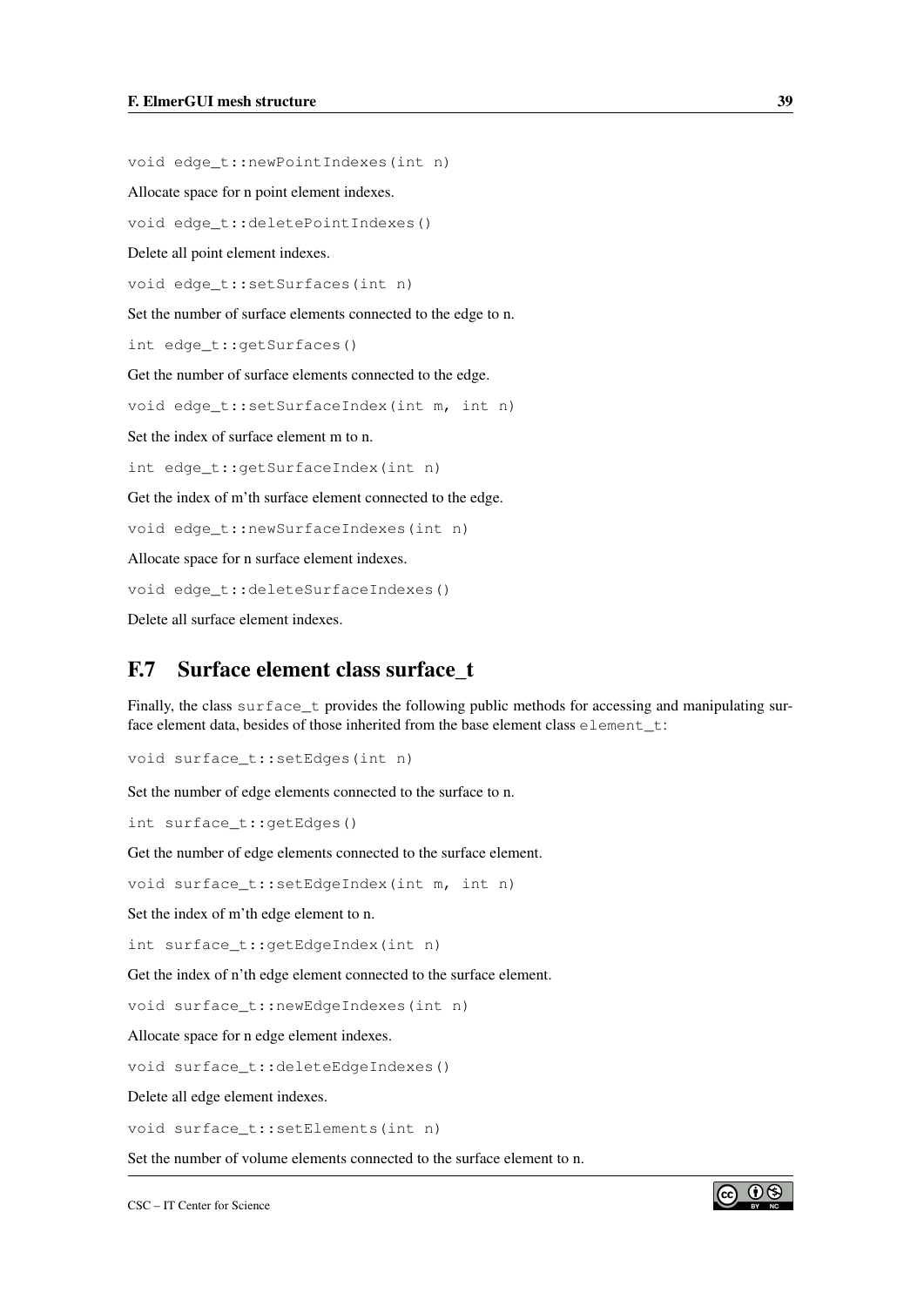```
void edge_t::newPointIndexes(int n)
```

Allocate space for n point element indexes.

```
void edge_t::deletePointIndexes()
```

Delete all point element indexes.

```
void edge_t::setSurfaces(int n)
```

Set the number of surface elements connected to the edge to n.

```
int edge_t::getSurfaces()
```

Get the number of surface elements connected to the edge.

```
void edge_t::setSurfaceIndex(int m, int n)
```

Set the index of surface element m to n.

```
int edge_t::getSurfaceIndex(int n)
```

Get the index of m'th surface element connected to the edge.

```
void edge_t::newSurfaceIndexes(int n)
```

Allocate space for n surface element indexes.

```
void edge_t::deleteSurfaceIndexes()
```

Delete all surface element indexes.

## F.7 Surface element class surface_t

Finally, the class `surface_t` provides the following public methods for accessing and manipulating surface element data, besides of those inherited from the base element class `element_t`:

```
void surface_t::setEdges(int n)
```

Set the number of edge elements connected to the surface to n.

```
int surface_t::getEdges()
```

Get the number of edge elements connected to the surface element.

```
void surface_t::setEdgeIndex(int m, int n)
```

Set the index of m'th edge element to n.

```
int surface_t::getEdgeIndex(int n)
```

Get the index of n'th edge element connected to the surface element.

```
void surface_t::newEdgeIndexes(int n)
```

Allocate space for n edge element indexes.

```
void surface_t::deleteEdgeIndexes()
```

Delete all edge element indexes.

```
void surface_t::setElements(int n)
```

Set the number of volume elements connected to the surface element to n.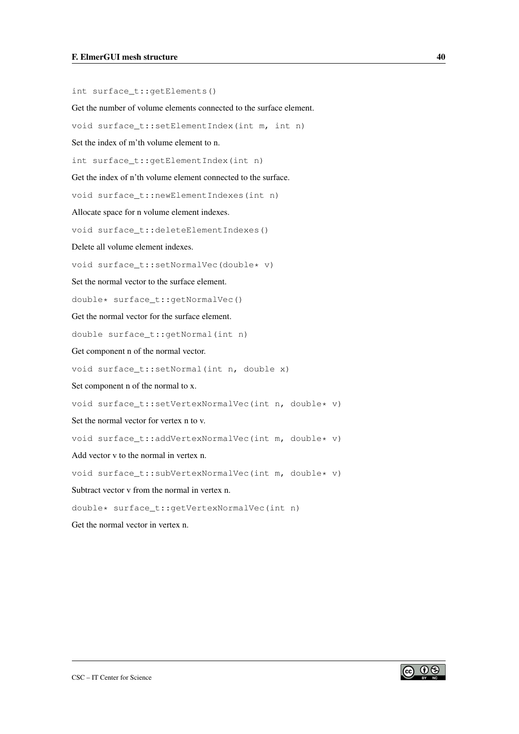```
int surface_t::getElements()
```

Get the number of volume elements connected to the surface element.

```
void surface_t::setElementIndex(int m, int n)
```

Set the index of m'th volume element to n.

```
int surface_t::getElementIndex(int n)
```

Get the index of n'th volume element connected to the surface.

```
void surface_t::newElementIndexes(int n)
```

Allocate space for n volume element indexes.

```
void surface_t::deleteElementIndexes()
```

Delete all volume element indexes.

```
void surface_t::setNormalVec(double* v)
```

Set the normal vector to the surface element.

```
double* surface_t::getNormalVec()
```

Get the normal vector for the surface element.

```
double surface_t::getNormal(int n)
```

Get component n of the normal vector.

```
void surface_t::setNormal(int n, double x)
```

Set component n of the normal to x.

```
void surface_t::setVertexNormalVec(int n, double* v)
```

Set the normal vector for vertex n to v.

```
void surface_t::addVertexNormalVec(int m, double* v)
```

Add vector v to the normal in vertex n.

```
void surface_t::subVertexNormalVec(int m, double* v)
```

Subtract vector v from the normal in vertex n.

```
double* surface_t::getVertexNormalVec(int n)
```

Get the normal vector in vertex n.